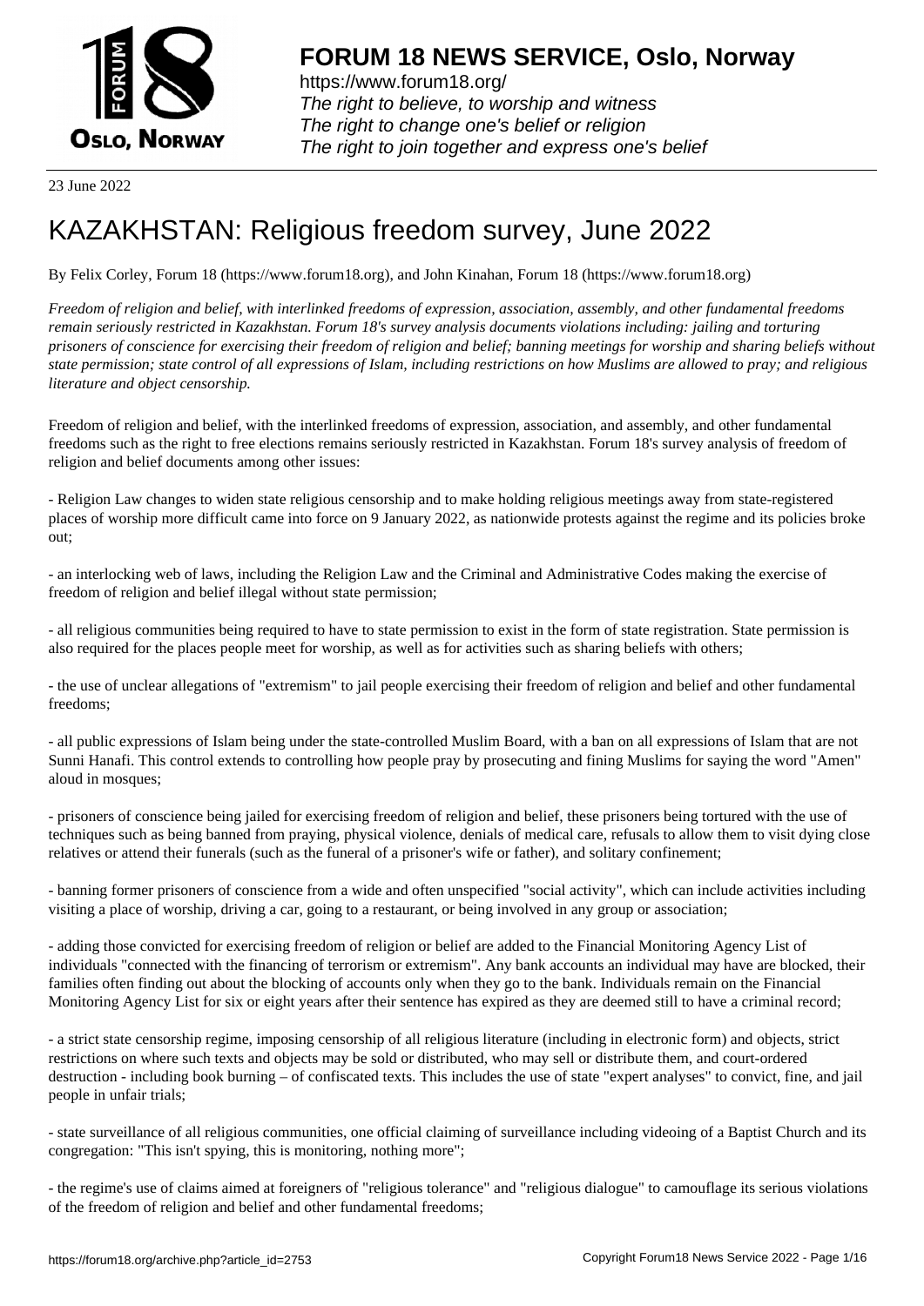# FORUM 18 NEWS SERVICE, Oslo, Norway

https://www.forum18.org/
*The right to believe, to worship and witness*
*The right to change one's belief or religion*
*The right to join together and express one's belief*

23 June 2022

# KAZAKHSTAN: Religious freedom survey, June 2022

By Felix Corley, Forum 18 (https://www.forum18.org), and John Kinahan, Forum 18 (https://www.forum18.org)

*Freedom of religion and belief, with interlinked freedoms of expression, association, assembly, and other fundamental freedoms remain seriously restricted in Kazakhstan. Forum 18's survey analysis documents violations including: jailing and torturing prisoners of conscience for exercising their freedom of religion and belief; banning meetings for worship and sharing beliefs without state permission; state control of all expressions of Islam, including restrictions on how Muslims are allowed to pray; and religious literature and object censorship.*

Freedom of religion and belief, with the interlinked freedoms of expression, association, and assembly, and other fundamental freedoms such as the right to free elections remains seriously restricted in Kazakhstan. Forum 18's survey analysis of freedom of religion and belief documents among other issues:

- Religion Law changes to widen state religious censorship and to make holding religious meetings away from state-registered places of worship more difficult came into force on 9 January 2022, as nationwide protests against the regime and its policies broke out;

- an interlocking web of laws, including the Religion Law and the Criminal and Administrative Codes making the exercise of freedom of religion and belief illegal without state permission;

- all religious communities being required to have to state permission to exist in the form of state registration. State permission is also required for the places people meet for worship, as well as for activities such as sharing beliefs with others;

- the use of unclear allegations of "extremism" to jail people exercising their freedom of religion and belief and other fundamental freedoms;

- all public expressions of Islam being under the state-controlled Muslim Board, with a ban on all expressions of Islam that are not Sunni Hanafi. This control extends to controlling how people pray by prosecuting and fining Muslims for saying the word "Amen" aloud in mosques;

- prisoners of conscience being jailed for exercising freedom of religion and belief, these prisoners being tortured with the use of techniques such as being banned from praying, physical violence, denials of medical care, refusals to allow them to visit dying close relatives or attend their funerals (such as the funeral of a prisoner's wife or father), and solitary confinement;

- banning former prisoners of conscience from a wide and often unspecified "social activity", which can include activities including visiting a place of worship, driving a car, going to a restaurant, or being involved in any group or association;

- adding those convicted for exercising freedom of religion or belief are added to the Financial Monitoring Agency List of individuals "connected with the financing of terrorism or extremism". Any bank accounts an individual may have are blocked, their families often finding out about the blocking of accounts only when they go to the bank. Individuals remain on the Financial Monitoring Agency List for six or eight years after their sentence has expired as they are deemed still to have a criminal record;

- a strict state censorship regime, imposing censorship of all religious literature (including in electronic form) and objects, strict restrictions on where such texts and objects may be sold or distributed, who may sell or distribute them, and court-ordered destruction - including book burning – of confiscated texts. This includes the use of state "expert analyses" to convict, fine, and jail people in unfair trials;

- state surveillance of all religious communities, one official claiming of surveillance including videoing of a Baptist Church and its congregation: "This isn't spying, this is monitoring, nothing more";

- the regime's use of claims aimed at foreigners of "religious tolerance" and "religious dialogue" to camouflage its serious violations of the freedom of religion and belief and other fundamental freedoms;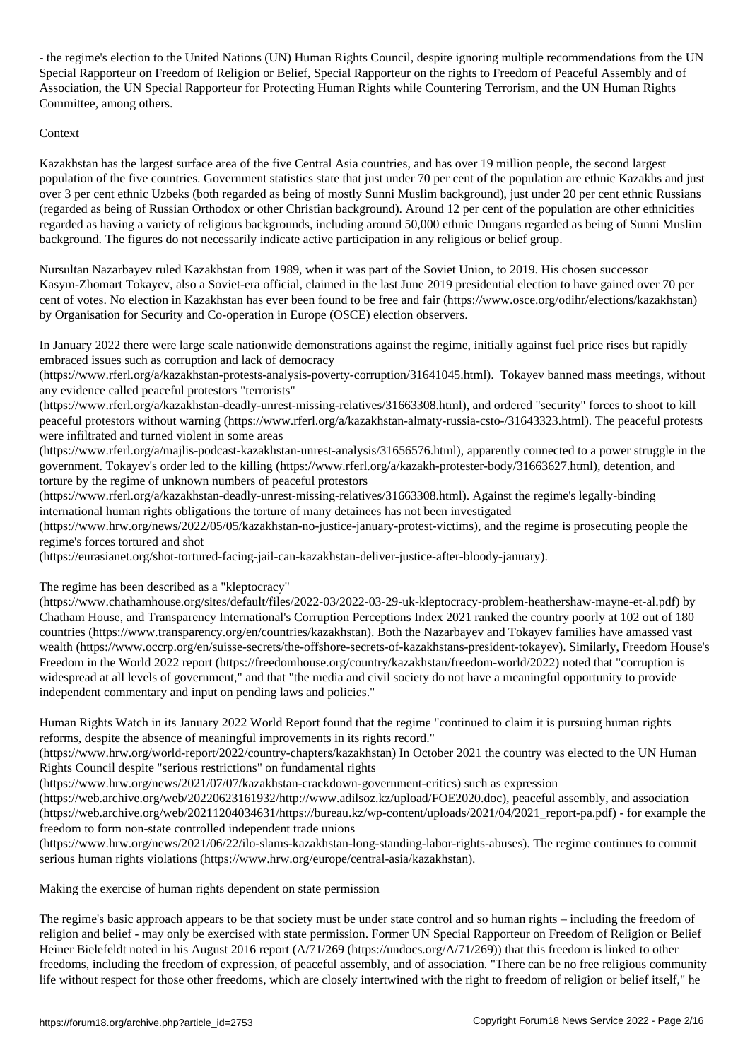- the regime's election to the United Nations (UN) Human Rights Council, despite ignoring multiple recommendations from the UN Special Rapporteur on Freedom of Religion or Belief, Special Rapporteur on the rights to Freedom of Peaceful Assembly and of Association, the UN Special Rapporteur for Protecting Human Rights while Countering Terrorism, and the UN Human Rights Committee, among others.

Context

Kazakhstan has the largest surface area of the five Central Asia countries, and has over 19 million people, the second largest population of the five countries. Government statistics state that just under 70 per cent of the population are ethnic Kazakhs and just over 3 per cent ethnic Uzbeks (both regarded as being of mostly Sunni Muslim background), just under 20 per cent ethnic Russians (regarded as being of Russian Orthodox or other Christian background). Around 12 per cent of the population are other ethnicities regarded as having a variety of religious backgrounds, including around 50,000 ethnic Dungans regarded as being of Sunni Muslim background. The figures do not necessarily indicate active participation in any religious or belief group.

Nursultan Nazarbayev ruled Kazakhstan from 1989, when it was part of the Soviet Union, to 2019. His chosen successor Kasym-Zhomart Tokayev, also a Soviet-era official, claimed in the last June 2019 presidential election to have gained over 70 per cent of votes. No election in Kazakhstan has ever been found to be free and fair (https://www.osce.org/odihr/elections/kazakhstan) by Organisation for Security and Co-operation in Europe (OSCE) election observers.

In January 2022 there were large scale nationwide demonstrations against the regime, initially against fuel price rises but rapidly embraced issues such as corruption and lack of democracy (https://www.rferl.org/a/kazakhstan-protests-analysis-poverty-corruption/31641045.html). Tokayev banned mass meetings, without any evidence called peaceful protestors "terrorists" (https://www.rferl.org/a/kazakhstan-deadly-unrest-missing-relatives/31663308.html), and ordered "security" forces to shoot to kill peaceful protestors without warning (https://www.rferl.org/a/kazakhstan-almaty-russia-csto-/31643323.html). The peaceful protests were infiltrated and turned violent in some areas (https://www.rferl.org/a/majlis-podcast-kazakhstan-unrest-analysis/31656576.html), apparently connected to a power struggle in the government. Tokayev's order led to the killing (https://www.rferl.org/a/kazakh-protester-body/31663627.html), detention, and torture by the regime of unknown numbers of peaceful protestors (https://www.rferl.org/a/kazakhstan-deadly-unrest-missing-relatives/31663308.html). Against the regime's legally-binding international human rights obligations the torture of many detainees has not been investigated (https://www.hrw.org/news/2022/05/05/kazakhstan-no-justice-january-protest-victims), and the regime is prosecuting people the regime's forces tortured and shot (https://eurasianet.org/shot-tortured-facing-jail-can-kazakhstan-deliver-justice-after-bloody-january).

The regime has been described as a "kleptocracy" (https://www.chathamhouse.org/sites/default/files/2022-03/2022-03-29-uk-kleptocracy-problem-heathershaw-mayne-et-al.pdf) by Chatham House, and Transparency International's Corruption Perceptions Index 2021 ranked the country poorly at 102 out of 180 countries (https://www.transparency.org/en/countries/kazakhstan). Both the Nazarbayev and Tokayev families have amassed vast wealth (https://www.occrp.org/en/suisse-secrets/the-offshore-secrets-of-kazakhstans-president-tokayev). Similarly, Freedom House's Freedom in the World 2022 report (https://freedomhouse.org/country/kazakhstan/freedom-world/2022) noted that "corruption is widespread at all levels of government," and that "the media and civil society do not have a meaningful opportunity to provide independent commentary and input on pending laws and policies."

Human Rights Watch in its January 2022 World Report found that the regime "continued to claim it is pursuing human rights reforms, despite the absence of meaningful improvements in its rights record." (https://www.hrw.org/world-report/2022/country-chapters/kazakhstan) In October 2021 the country was elected to the UN Human Rights Council despite "serious restrictions" on fundamental rights (https://www.hrw.org/news/2021/07/07/kazakhstan-crackdown-government-critics) such as expression (https://web.archive.org/web/20220623161932/http://www.adilsoz.kz/upload/FOE2020.doc), peaceful assembly, and association (https://web.archive.org/web/20211204034631/https://bureau.kz/wp-content/uploads/2021/04/2021_report-pa.pdf) - for example the freedom to form non-state controlled independent trade unions (https://www.hrw.org/news/2021/06/22/ilo-slams-kazakhstan-long-standing-labor-rights-abuses). The regime continues to commit serious human rights violations (https://www.hrw.org/europe/central-asia/kazakhstan).

Making the exercise of human rights dependent on state permission

The regime's basic approach appears to be that society must be under state control and so human rights – including the freedom of religion and belief - may only be exercised with state permission. Former UN Special Rapporteur on Freedom of Religion or Belief Heiner Bielefeldt noted in his August 2016 report (A/71/269 (https://undocs.org/A/71/269)) that this freedom is linked to other freedoms, including the freedom of expression, of peaceful assembly, and of association. "There can be no free religious community life without respect for those other freedoms, which are closely intertwined with the right to freedom of religion or belief itself," he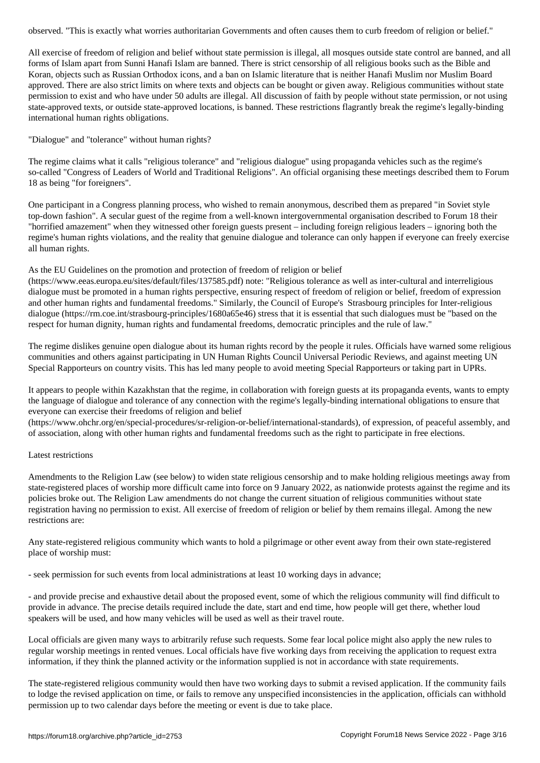observed. "This is exactly what worries authoritarian Governments and often causes them to curb freedom of religion or belief."

All exercise of freedom of religion and belief without state permission is illegal, all mosques outside state control are banned, and all forms of Islam apart from Sunni Hanafi Islam are banned. There is strict censorship of all religious books such as the Bible and Koran, objects such as Russian Orthodox icons, and a ban on Islamic literature that is neither Hanafi Muslim nor Muslim Board approved. There are also strict limits on where texts and objects can be bought or given away. Religious communities without state permission to exist and who have under 50 adults are illegal. All discussion of faith by people without state permission, or not using state-approved texts, or outside state-approved locations, is banned. These restrictions flagrantly break the regime's legally-binding international human rights obligations.

## "Dialogue" and "tolerance" without human rights?

The regime claims what it calls "religious tolerance" and "religious dialogue" using propaganda vehicles such as the regime's so-called "Congress of Leaders of World and Traditional Religions". An official organising these meetings described them to Forum 18 as being "for foreigners".

One participant in a Congress planning process, who wished to remain anonymous, described them as prepared "in Soviet style top-down fashion". A secular guest of the regime from a well-known intergovernmental organisation described to Forum 18 their "horrified amazement" when they witnessed other foreign guests present – including foreign religious leaders – ignoring both the regime's human rights violations, and the reality that genuine dialogue and tolerance can only happen if everyone can freely exercise all human rights.

As the EU Guidelines on the promotion and protection of freedom of religion or belief (https://www.eeas.europa.eu/sites/default/files/137585.pdf) note: "Religious tolerance as well as inter-cultural and interreligious dialogue must be promoted in a human rights perspective, ensuring respect of freedom of religion or belief, freedom of expression and other human rights and fundamental freedoms." Similarly, the Council of Europe's Strasbourg principles for Inter-religious dialogue (https://rm.coe.int/strasbourg-principles/1680a65e46) stress that it is essential that such dialogues must be "based on the respect for human dignity, human rights and fundamental freedoms, democratic principles and the rule of law."

The regime dislikes genuine open dialogue about its human rights record by the people it rules. Officials have warned some religious communities and others against participating in UN Human Rights Council Universal Periodic Reviews, and against meeting UN Special Rapporteurs on country visits. This has led many people to avoid meeting Special Rapporteurs or taking part in UPRs.

It appears to people within Kazakhstan that the regime, in collaboration with foreign guests at its propaganda events, wants to empty the language of dialogue and tolerance of any connection with the regime's legally-binding international obligations to ensure that everyone can exercise their freedoms of religion and belief (https://www.ohchr.org/en/special-procedures/sr-religion-or-belief/international-standards), of expression, of peaceful assembly, and of association, along with other human rights and fundamental freedoms such as the right to participate in free elections.

## Latest restrictions

Amendments to the Religion Law (see below) to widen state religious censorship and to make holding religious meetings away from state-registered places of worship more difficult came into force on 9 January 2022, as nationwide protests against the regime and its policies broke out. The Religion Law amendments do not change the current situation of religious communities without state registration having no permission to exist. All exercise of freedom of religion or belief by them remains illegal. Among the new restrictions are:

Any state-registered religious community which wants to hold a pilgrimage or other event away from their own state-registered place of worship must:

- seek permission for such events from local administrations at least 10 working days in advance;

- and provide precise and exhaustive detail about the proposed event, some of which the religious community will find difficult to provide in advance. The precise details required include the date, start and end time, how people will get there, whether loud speakers will be used, and how many vehicles will be used as well as their travel route.

Local officials are given many ways to arbitrarily refuse such requests. Some fear local police might also apply the new rules to regular worship meetings in rented venues. Local officials have five working days from receiving the application to request extra information, if they think the planned activity or the information supplied is not in accordance with state requirements.

The state-registered religious community would then have two working days to submit a revised application. If the community fails to lodge the revised application on time, or fails to remove any unspecified inconsistencies in the application, officials can withhold permission up to two calendar days before the meeting or event is due to take place.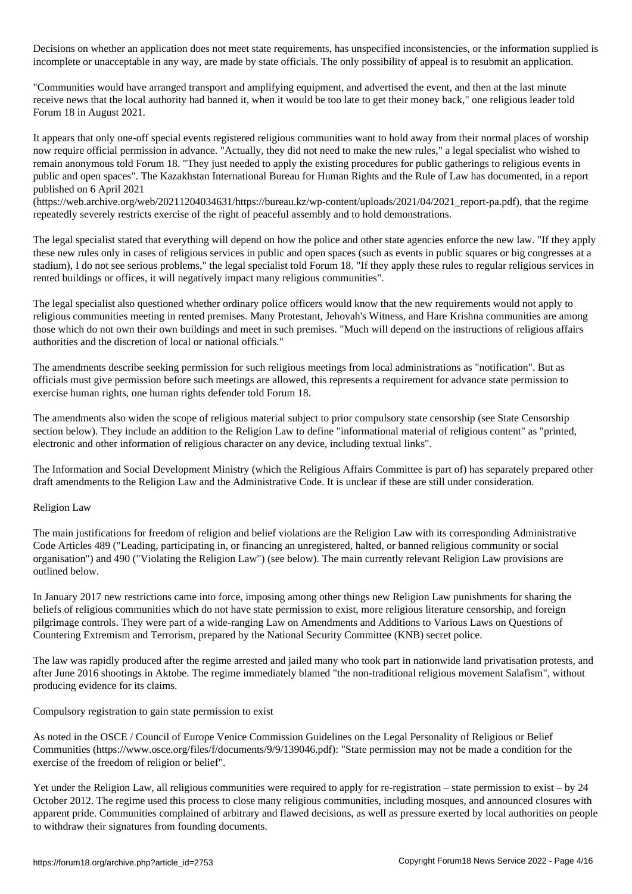Decisions on whether an application does not meet state requirements, has unspecified inconsistencies, or the information supplied is incomplete or unacceptable in any way, are made by state officials. The only possibility of appeal is to resubmit an application.

"Communities would have arranged transport and amplifying equipment, and advertised the event, and then at the last minute receive news that the local authority had banned it, when it would be too late to get their money back," one religious leader told Forum 18 in August 2021.

It appears that only one-off special events registered religious communities want to hold away from their normal places of worship now require official permission in advance. "Actually, they did not need to make the new rules," a legal specialist who wished to remain anonymous told Forum 18. "They just needed to apply the existing procedures for public gatherings to religious events in public and open spaces". The Kazakhstan International Bureau for Human Rights and the Rule of Law has documented, in a report published on 6 April 2021 (https://web.archive.org/web/20211204034631/https://bureau.kz/wp-content/uploads/2021/04/2021_report-pa.pdf), that the regime repeatedly severely restricts exercise of the right of peaceful assembly and to hold demonstrations.

The legal specialist stated that everything will depend on how the police and other state agencies enforce the new law. "If they apply these new rules only in cases of religious services in public and open spaces (such as events in public squares or big congresses at a stadium), I do not see serious problems," the legal specialist told Forum 18. "If they apply these rules to regular religious services in rented buildings or offices, it will negatively impact many religious communities".

The legal specialist also questioned whether ordinary police officers would know that the new requirements would not apply to religious communities meeting in rented premises. Many Protestant, Jehovah's Witness, and Hare Krishna communities are among those which do not own their own buildings and meet in such premises. "Much will depend on the instructions of religious affairs authorities and the discretion of local or national officials."

The amendments describe seeking permission for such religious meetings from local administrations as "notification". But as officials must give permission before such meetings are allowed, this represents a requirement for advance state permission to exercise human rights, one human rights defender told Forum 18.

The amendments also widen the scope of religious material subject to prior compulsory state censorship (see State Censorship section below). They include an addition to the Religion Law to define "informational material of religious content" as "printed, electronic and other information of religious character on any device, including textual links".

The Information and Social Development Ministry (which the Religious Affairs Committee is part of) has separately prepared other draft amendments to the Religion Law and the Administrative Code. It is unclear if these are still under consideration.

## Religion Law

The main justifications for freedom of religion and belief violations are the Religion Law with its corresponding Administrative Code Articles 489 ("Leading, participating in, or financing an unregistered, halted, or banned religious community or social organisation") and 490 ("Violating the Religion Law") (see below). The main currently relevant Religion Law provisions are outlined below.

In January 2017 new restrictions came into force, imposing among other things new Religion Law punishments for sharing the beliefs of religious communities which do not have state permission to exist, more religious literature censorship, and foreign pilgrimage controls. They were part of a wide-ranging Law on Amendments and Additions to Various Laws on Questions of Countering Extremism and Terrorism, prepared by the National Security Committee (KNB) secret police.

The law was rapidly produced after the regime arrested and jailed many who took part in nationwide land privatisation protests, and after June 2016 shootings in Aktobe. The regime immediately blamed "the non-traditional religious movement Salafism", without producing evidence for its claims.

## Compulsory registration to gain state permission to exist

As noted in the OSCE / Council of Europe Venice Commission Guidelines on the Legal Personality of Religious or Belief Communities (https://www.osce.org/files/f/documents/9/9/139046.pdf): "State permission may not be made a condition for the exercise of the freedom of religion or belief".

Yet under the Religion Law, all religious communities were required to apply for re-registration – state permission to exist – by 24 October 2012. The regime used this process to close many religious communities, including mosques, and announced closures with apparent pride. Communities complained of arbitrary and flawed decisions, as well as pressure exerted by local authorities on people to withdraw their signatures from founding documents.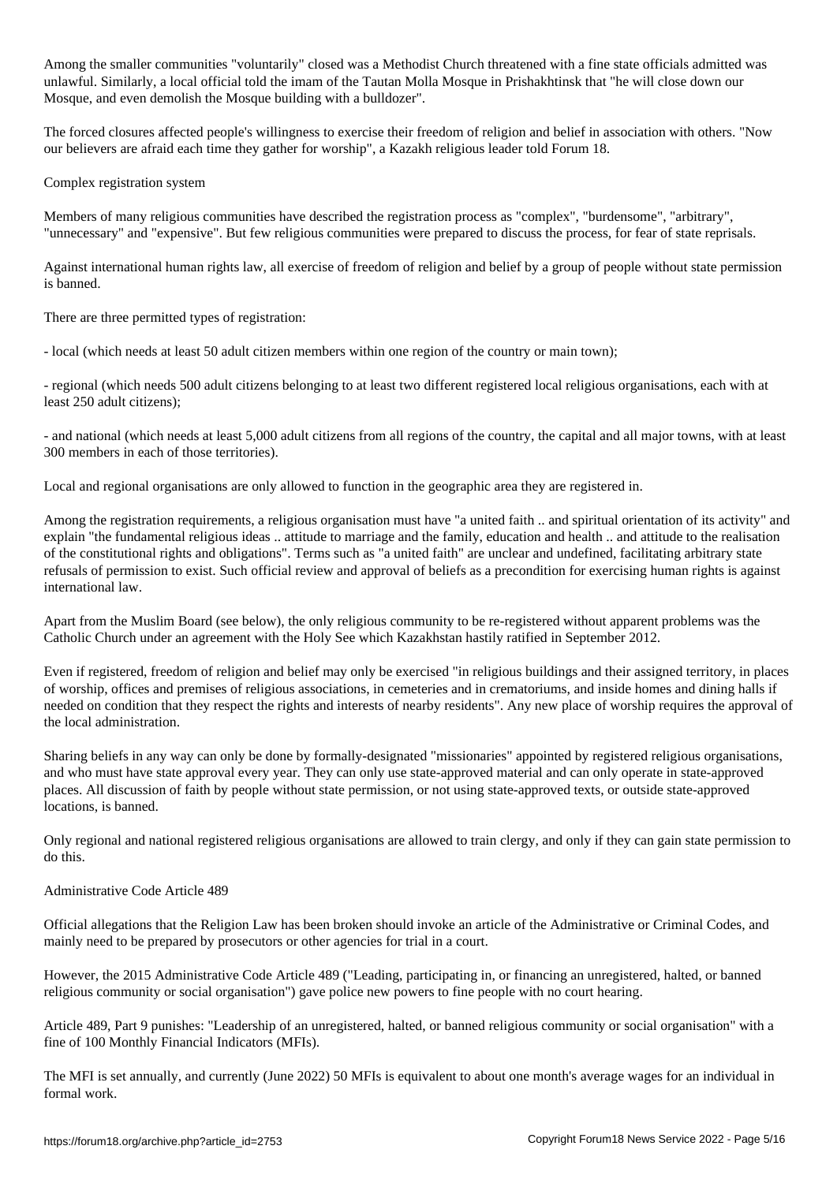Among the smaller communities "voluntarily" closed was a Methodist Church threatened with a fine state officials admitted was unlawful. Similarly, a local official told the imam of the Tautan Molla Mosque in Prishakhtinsk that "he will close down our Mosque, and even demolish the Mosque building with a bulldozer".

The forced closures affected people's willingness to exercise their freedom of religion and belief in association with others. "Now our believers are afraid each time they gather for worship", a Kazakh religious leader told Forum 18.

## Complex registration system

Members of many religious communities have described the registration process as "complex", "burdensome", "arbitrary", "unnecessary" and "expensive". But few religious communities were prepared to discuss the process, for fear of state reprisals.

Against international human rights law, all exercise of freedom of religion and belief by a group of people without state permission is banned.

There are three permitted types of registration:

- local (which needs at least 50 adult citizen members within one region of the country or main town);

- regional (which needs 500 adult citizens belonging to at least two different registered local religious organisations, each with at least 250 adult citizens);

- and national (which needs at least 5,000 adult citizens from all regions of the country, the capital and all major towns, with at least 300 members in each of those territories).

Local and regional organisations are only allowed to function in the geographic area they are registered in.

Among the registration requirements, a religious organisation must have "a united faith .. and spiritual orientation of its activity" and explain "the fundamental religious ideas .. attitude to marriage and the family, education and health .. and attitude to the realisation of the constitutional rights and obligations". Terms such as "a united faith" are unclear and undefined, facilitating arbitrary state refusals of permission to exist. Such official review and approval of beliefs as a precondition for exercising human rights is against international law.

Apart from the Muslim Board (see below), the only religious community to be re-registered without apparent problems was the Catholic Church under an agreement with the Holy See which Kazakhstan hastily ratified in September 2012.

Even if registered, freedom of religion and belief may only be exercised "in religious buildings and their assigned territory, in places of worship, offices and premises of religious associations, in cemeteries and in crematoriums, and inside homes and dining halls if needed on condition that they respect the rights and interests of nearby residents". Any new place of worship requires the approval of the local administration.

Sharing beliefs in any way can only be done by formally-designated "missionaries" appointed by registered religious organisations, and who must have state approval every year. They can only use state-approved material and can only operate in state-approved places. All discussion of faith by people without state permission, or not using state-approved texts, or outside state-approved locations, is banned.

Only regional and national registered religious organisations are allowed to train clergy, and only if they can gain state permission to do this.

## Administrative Code Article 489

Official allegations that the Religion Law has been broken should invoke an article of the Administrative or Criminal Codes, and mainly need to be prepared by prosecutors or other agencies for trial in a court.

However, the 2015 Administrative Code Article 489 ("Leading, participating in, or financing an unregistered, halted, or banned religious community or social organisation") gave police new powers to fine people with no court hearing.

Article 489, Part 9 punishes: "Leadership of an unregistered, halted, or banned religious community or social organisation" with a fine of 100 Monthly Financial Indicators (MFIs).

The MFI is set annually, and currently (June 2022) 50 MFIs is equivalent to about one month's average wages for an individual in formal work.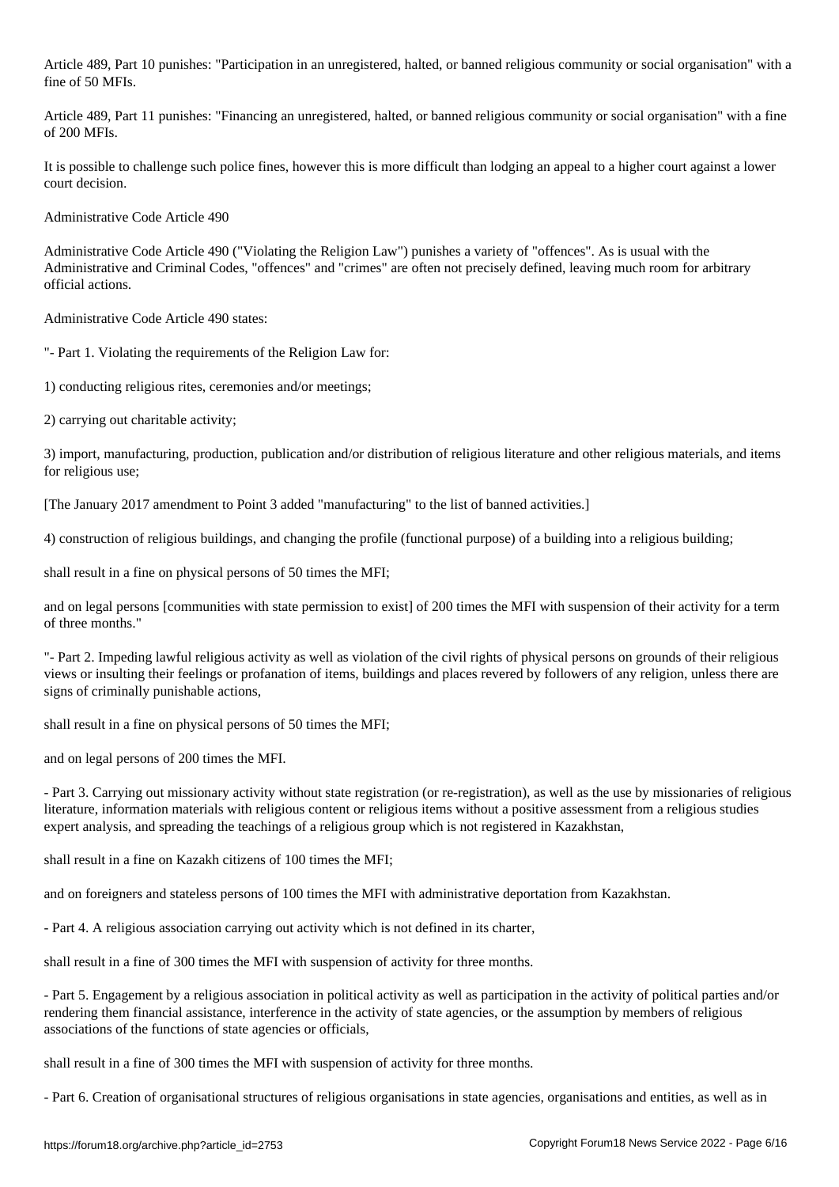Article 489, Part 10 punishes: "Participation in an unregistered, halted, or banned religious community or social organisation" with a fine of 50 MFIs.

Article 489, Part 11 punishes: "Financing an unregistered, halted, or banned religious community or social organisation" with a fine of 200 MFIs.

It is possible to challenge such police fines, however this is more difficult than lodging an appeal to a higher court against a lower court decision.

Administrative Code Article 490

Administrative Code Article 490 ("Violating the Religion Law") punishes a variety of "offences". As is usual with the Administrative and Criminal Codes, "offences" and "crimes" are often not precisely defined, leaving much room for arbitrary official actions.

Administrative Code Article 490 states:

"- Part 1. Violating the requirements of the Religion Law for:

1) conducting religious rites, ceremonies and/or meetings;

2) carrying out charitable activity;

3) import, manufacturing, production, publication and/or distribution of religious literature and other religious materials, and items for religious use;

[The January 2017 amendment to Point 3 added "manufacturing" to the list of banned activities.]

4) construction of religious buildings, and changing the profile (functional purpose) of a building into a religious building;

shall result in a fine on physical persons of 50 times the MFI;

and on legal persons [communities with state permission to exist] of 200 times the MFI with suspension of their activity for a term of three months."

"- Part 2. Impeding lawful religious activity as well as violation of the civil rights of physical persons on grounds of their religious views or insulting their feelings or profanation of items, buildings and places revered by followers of any religion, unless there are signs of criminally punishable actions,

shall result in a fine on physical persons of 50 times the MFI;

and on legal persons of 200 times the MFI.

- Part 3. Carrying out missionary activity without state registration (or re-registration), as well as the use by missionaries of religious literature, information materials with religious content or religious items without a positive assessment from a religious studies expert analysis, and spreading the teachings of a religious group which is not registered in Kazakhstan,

shall result in a fine on Kazakh citizens of 100 times the MFI;

and on foreigners and stateless persons of 100 times the MFI with administrative deportation from Kazakhstan.

- Part 4. A religious association carrying out activity which is not defined in its charter,

shall result in a fine of 300 times the MFI with suspension of activity for three months.

- Part 5. Engagement by a religious association in political activity as well as participation in the activity of political parties and/or rendering them financial assistance, interference in the activity of state agencies, or the assumption by members of religious associations of the functions of state agencies or officials,

shall result in a fine of 300 times the MFI with suspension of activity for three months.

- Part 6. Creation of organisational structures of religious organisations in state agencies, organisations and entities, as well as in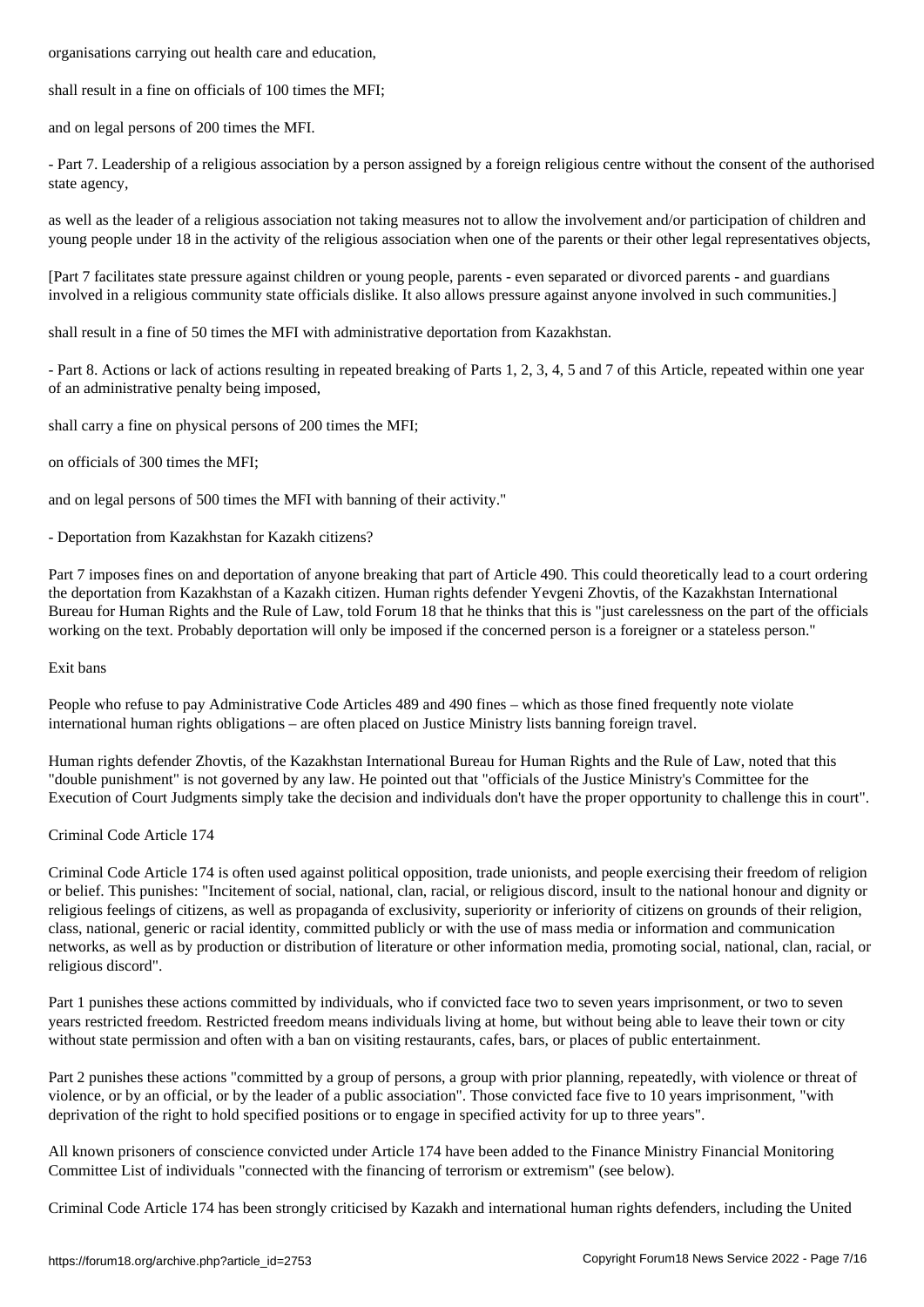organisations carrying out health care and education,

shall result in a fine on officials of 100 times the MFI;

and on legal persons of 200 times the MFI.

- Part 7. Leadership of a religious association by a person assigned by a foreign religious centre without the consent of the authorised state agency,

as well as the leader of a religious association not taking measures not to allow the involvement and/or participation of children and young people under 18 in the activity of the religious association when one of the parents or their other legal representatives objects,

[Part 7 facilitates state pressure against children or young people, parents - even separated or divorced parents - and guardians involved in a religious community state officials dislike. It also allows pressure against anyone involved in such communities.]

shall result in a fine of 50 times the MFI with administrative deportation from Kazakhstan.

- Part 8. Actions or lack of actions resulting in repeated breaking of Parts 1, 2, 3, 4, 5 and 7 of this Article, repeated within one year of an administrative penalty being imposed,

shall carry a fine on physical persons of 200 times the MFI;

on officials of 300 times the MFI;

and on legal persons of 500 times the MFI with banning of their activity."

- Deportation from Kazakhstan for Kazakh citizens?

Part 7 imposes fines on and deportation of anyone breaking that part of Article 490. This could theoretically lead to a court ordering the deportation from Kazakhstan of a Kazakh citizen. Human rights defender Yevgeni Zhovtis, of the Kazakhstan International Bureau for Human Rights and the Rule of Law, told Forum 18 that he thinks that this is "just carelessness on the part of the officials working on the text. Probably deportation will only be imposed if the concerned person is a foreigner or a stateless person."

Exit bans

People who refuse to pay Administrative Code Articles 489 and 490 fines – which as those fined frequently note violate international human rights obligations – are often placed on Justice Ministry lists banning foreign travel.

Human rights defender Zhovtis, of the Kazakhstan International Bureau for Human Rights and the Rule of Law, noted that this "double punishment" is not governed by any law. He pointed out that "officials of the Justice Ministry's Committee for the Execution of Court Judgments simply take the decision and individuals don't have the proper opportunity to challenge this in court".

Criminal Code Article 174

Criminal Code Article 174 is often used against political opposition, trade unionists, and people exercising their freedom of religion or belief. This punishes: "Incitement of social, national, clan, racial, or religious discord, insult to the national honour and dignity or religious feelings of citizens, as well as propaganda of exclusivity, superiority or inferiority of citizens on grounds of their religion, class, national, generic or racial identity, committed publicly or with the use of mass media or information and communication networks, as well as by production or distribution of literature or other information media, promoting social, national, clan, racial, or religious discord".

Part 1 punishes these actions committed by individuals, who if convicted face two to seven years imprisonment, or two to seven years restricted freedom. Restricted freedom means individuals living at home, but without being able to leave their town or city without state permission and often with a ban on visiting restaurants, cafes, bars, or places of public entertainment.

Part 2 punishes these actions "committed by a group of persons, a group with prior planning, repeatedly, with violence or threat of violence, or by an official, or by the leader of a public association". Those convicted face five to 10 years imprisonment, "with deprivation of the right to hold specified positions or to engage in specified activity for up to three years".

All known prisoners of conscience convicted under Article 174 have been added to the Finance Ministry Financial Monitoring Committee List of individuals "connected with the financing of terrorism or extremism" (see below).

Criminal Code Article 174 has been strongly criticised by Kazakh and international human rights defenders, including the United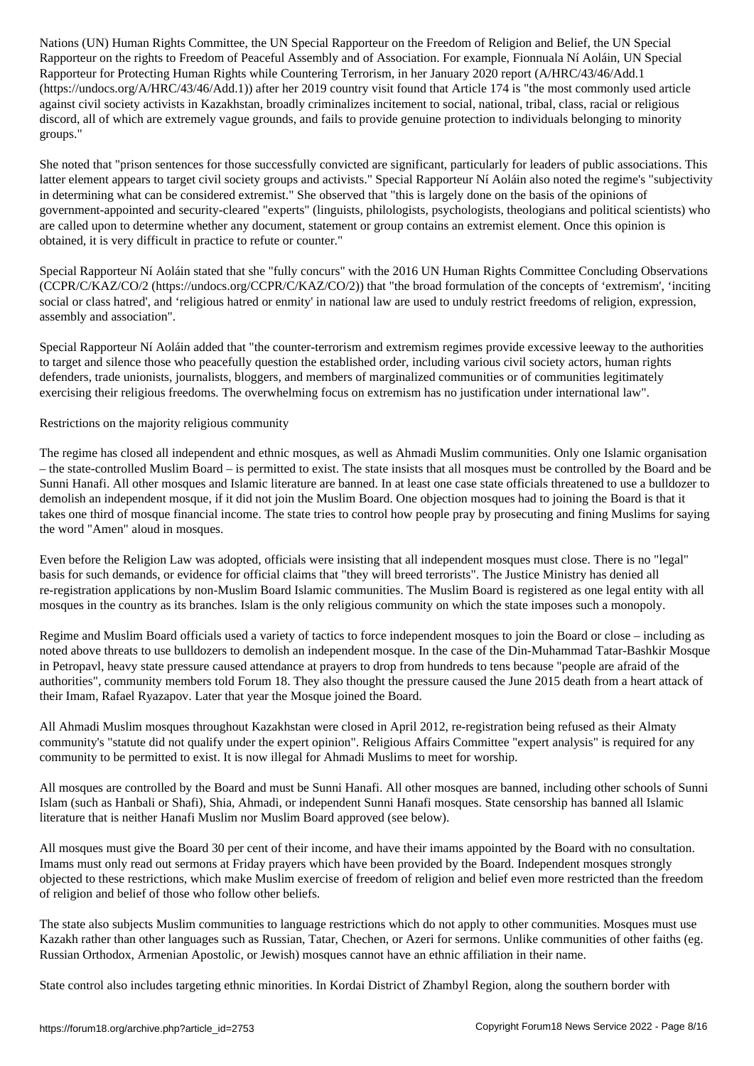Nations (UN) Human Rights Committee, the UN Special Rapporteur on the Freedom of Religion and Belief, the UN Special Rapporteur on the rights to Freedom of Peaceful Assembly and of Association. For example, Fionnuala Ní Aoláin, UN Special Rapporteur for Protecting Human Rights while Countering Terrorism, in her January 2020 report (A/HRC/43/46/Add.1 (https://undocs.org/A/HRC/43/46/Add.1)) after her 2019 country visit found that Article 174 is "the most commonly used article against civil society activists in Kazakhstan, broadly criminalizes incitement to social, national, tribal, class, racial or religious discord, all of which are extremely vague grounds, and fails to provide genuine protection to individuals belonging to minority groups."

She noted that "prison sentences for those successfully convicted are significant, particularly for leaders of public associations. This latter element appears to target civil society groups and activists." Special Rapporteur Ní Aoláin also noted the regime's "subjectivity in determining what can be considered extremist." She observed that "this is largely done on the basis of the opinions of government-appointed and security-cleared "experts" (linguists, philologists, psychologists, theologians and political scientists) who are called upon to determine whether any document, statement or group contains an extremist element. Once this opinion is obtained, it is very difficult in practice to refute or counter."

Special Rapporteur Ní Aoláin stated that she "fully concurs" with the 2016 UN Human Rights Committee Concluding Observations (CCPR/C/KAZ/CO/2 (https://undocs.org/CCPR/C/KAZ/CO/2)) that "the broad formulation of the concepts of 'extremism', 'inciting social or class hatred', and 'religious hatred or enmity' in national law are used to unduly restrict freedoms of religion, expression, assembly and association".

Special Rapporteur Ní Aoláin added that "the counter-terrorism and extremism regimes provide excessive leeway to the authorities to target and silence those who peacefully question the established order, including various civil society actors, human rights defenders, trade unionists, journalists, bloggers, and members of marginalized communities or of communities legitimately exercising their religious freedoms. The overwhelming focus on extremism has no justification under international law".

Restrictions on the majority religious community

The regime has closed all independent and ethnic mosques, as well as Ahmadi Muslim communities. Only one Islamic organisation – the state-controlled Muslim Board – is permitted to exist. The state insists that all mosques must be controlled by the Board and be Sunni Hanafi. All other mosques and Islamic literature are banned. In at least one case state officials threatened to use a bulldozer to demolish an independent mosque, if it did not join the Muslim Board. One objection mosques had to joining the Board is that it takes one third of mosque financial income. The state tries to control how people pray by prosecuting and fining Muslims for saying the word "Amen" aloud in mosques.

Even before the Religion Law was adopted, officials were insisting that all independent mosques must close. There is no "legal" basis for such demands, or evidence for official claims that "they will breed terrorists". The Justice Ministry has denied all re-registration applications by non-Muslim Board Islamic communities. The Muslim Board is registered as one legal entity with all mosques in the country as its branches. Islam is the only religious community on which the state imposes such a monopoly.

Regime and Muslim Board officials used a variety of tactics to force independent mosques to join the Board or close – including as noted above threats to use bulldozers to demolish an independent mosque. In the case of the Din-Muhammad Tatar-Bashkir Mosque in Petropavl, heavy state pressure caused attendance at prayers to drop from hundreds to tens because "people are afraid of the authorities", community members told Forum 18. They also thought the pressure caused the June 2015 death from a heart attack of their Imam, Rafael Ryazapov. Later that year the Mosque joined the Board.

All Ahmadi Muslim mosques throughout Kazakhstan were closed in April 2012, re-registration being refused as their Almaty community's "statute did not qualify under the expert opinion". Religious Affairs Committee "expert analysis" is required for any community to be permitted to exist. It is now illegal for Ahmadi Muslims to meet for worship.

All mosques are controlled by the Board and must be Sunni Hanafi. All other mosques are banned, including other schools of Sunni Islam (such as Hanbali or Shafi), Shia, Ahmadi, or independent Sunni Hanafi mosques. State censorship has banned all Islamic literature that is neither Hanafi Muslim nor Muslim Board approved (see below).

All mosques must give the Board 30 per cent of their income, and have their imams appointed by the Board with no consultation. Imams must only read out sermons at Friday prayers which have been provided by the Board. Independent mosques strongly objected to these restrictions, which make Muslim exercise of freedom of religion and belief even more restricted than the freedom of religion and belief of those who follow other beliefs.

The state also subjects Muslim communities to language restrictions which do not apply to other communities. Mosques must use Kazakh rather than other languages such as Russian, Tatar, Chechen, or Azeri for sermons. Unlike communities of other faiths (eg. Russian Orthodox, Armenian Apostolic, or Jewish) mosques cannot have an ethnic affiliation in their name.

State control also includes targeting ethnic minorities. In Kordai District of Zhambyl Region, along the southern border with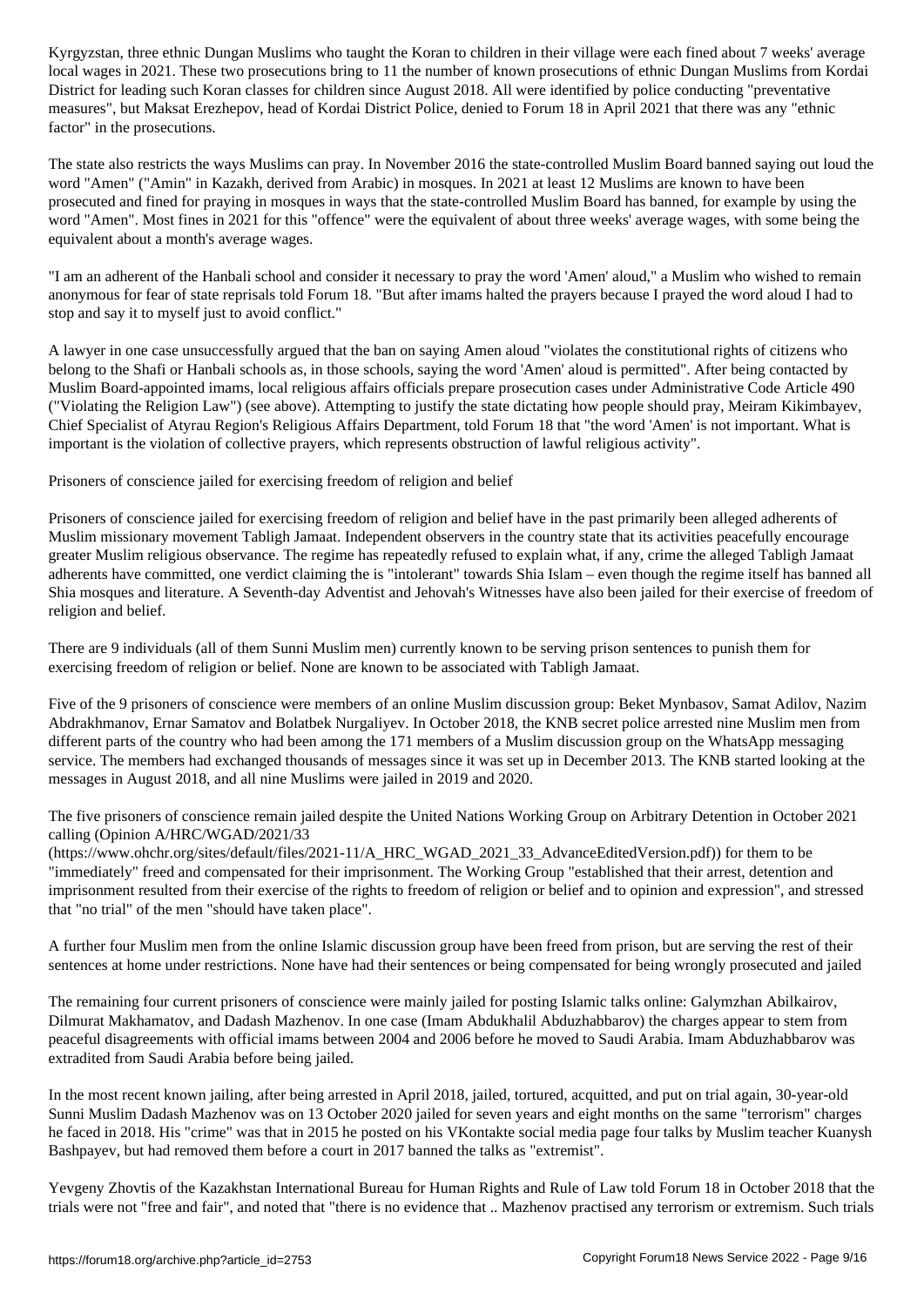Kyrgyzstan, three ethnic Dungan Muslims who taught the Koran to children in their village were each fined about 7 weeks' average local wages in 2021. These two prosecutions bring to 11 the number of known prosecutions of ethnic Dungan Muslims from Kordai District for leading such Koran classes for children since August 2018. All were identified by police conducting "preventative measures", but Maksat Erezhepov, head of Kordai District Police, denied to Forum 18 in April 2021 that there was any "ethnic factor" in the prosecutions.

The state also restricts the ways Muslims can pray. In November 2016 the state-controlled Muslim Board banned saying out loud the word "Amen" ("Amin" in Kazakh, derived from Arabic) in mosques. In 2021 at least 12 Muslims are known to have been prosecuted and fined for praying in mosques in ways that the state-controlled Muslim Board has banned, for example by using the word "Amen". Most fines in 2021 for this "offence" were the equivalent of about three weeks' average wages, with some being the equivalent about a month's average wages.

"I am an adherent of the Hanbali school and consider it necessary to pray the word 'Amen' aloud," a Muslim who wished to remain anonymous for fear of state reprisals told Forum 18. "But after imams halted the prayers because I prayed the word aloud I had to stop and say it to myself just to avoid conflict."

A lawyer in one case unsuccessfully argued that the ban on saying Amen aloud "violates the constitutional rights of citizens who belong to the Shafi or Hanbali schools as, in those schools, saying the word 'Amen' aloud is permitted". After being contacted by Muslim Board-appointed imams, local religious affairs officials prepare prosecution cases under Administrative Code Article 490 ("Violating the Religion Law") (see above). Attempting to justify the state dictating how people should pray, Meiram Kikimbayev, Chief Specialist of Atyrau Region's Religious Affairs Department, told Forum 18 that "the word 'Amen' is not important. What is important is the violation of collective prayers, which represents obstruction of lawful religious activity".

## Prisoners of conscience jailed for exercising freedom of religion and belief

Prisoners of conscience jailed for exercising freedom of religion and belief have in the past primarily been alleged adherents of Muslim missionary movement Tabligh Jamaat. Independent observers in the country state that its activities peacefully encourage greater Muslim religious observance. The regime has repeatedly refused to explain what, if any, crime the alleged Tabligh Jamaat adherents have committed, one verdict claiming the is "intolerant" towards Shia Islam – even though the regime itself has banned all Shia mosques and literature. A Seventh-day Adventist and Jehovah's Witnesses have also been jailed for their exercise of freedom of religion and belief.

There are 9 individuals (all of them Sunni Muslim men) currently known to be serving prison sentences to punish them for exercising freedom of religion or belief. None are known to be associated with Tabligh Jamaat.

Five of the 9 prisoners of conscience were members of an online Muslim discussion group: Beket Mynbasov, Samat Adilov, Nazim Abdrakhmanov, Ernar Samatov and Bolatbek Nurgaliyev. In October 2018, the KNB secret police arrested nine Muslim men from different parts of the country who had been among the 171 members of a Muslim discussion group on the WhatsApp messaging service. The members had exchanged thousands of messages since it was set up in December 2013. The KNB started looking at the messages in August 2018, and all nine Muslims were jailed in 2019 and 2020.

The five prisoners of conscience remain jailed despite the United Nations Working Group on Arbitrary Detention in October 2021 calling (Opinion A/HRC/WGAD/2021/33 (https://www.ohchr.org/sites/default/files/2021-11/A_HRC_WGAD_2021_33_AdvanceEditedVersion.pdf)) for them to be "immediately" freed and compensated for their imprisonment. The Working Group "established that their arrest, detention and imprisonment resulted from their exercise of the rights to freedom of religion or belief and to opinion and expression", and stressed that "no trial" of the men "should have taken place".

A further four Muslim men from the online Islamic discussion group have been freed from prison, but are serving the rest of their sentences at home under restrictions. None have had their sentences or being compensated for being wrongly prosecuted and jailed

The remaining four current prisoners of conscience were mainly jailed for posting Islamic talks online: Galymzhan Abilkairov, Dilmurat Makhamatov, and Dadash Mazhenov. In one case (Imam Abdukhalil Abduzhabbarov) the charges appear to stem from peaceful disagreements with official imams between 2004 and 2006 before he moved to Saudi Arabia. Imam Abduzhabbarov was extradited from Saudi Arabia before being jailed.

In the most recent known jailing, after being arrested in April 2018, jailed, tortured, acquitted, and put on trial again, 30-year-old Sunni Muslim Dadash Mazhenov was on 13 October 2020 jailed for seven years and eight months on the same "terrorism" charges he faced in 2018. His "crime" was that in 2015 he posted on his VKontakte social media page four talks by Muslim teacher Kuanysh Bashpayev, but had removed them before a court in 2017 banned the talks as "extremist".

Yevgeny Zhovtis of the Kazakhstan International Bureau for Human Rights and Rule of Law told Forum 18 in October 2018 that the trials were not "free and fair", and noted that "there is no evidence that .. Mazhenov practised any terrorism or extremism. Such trials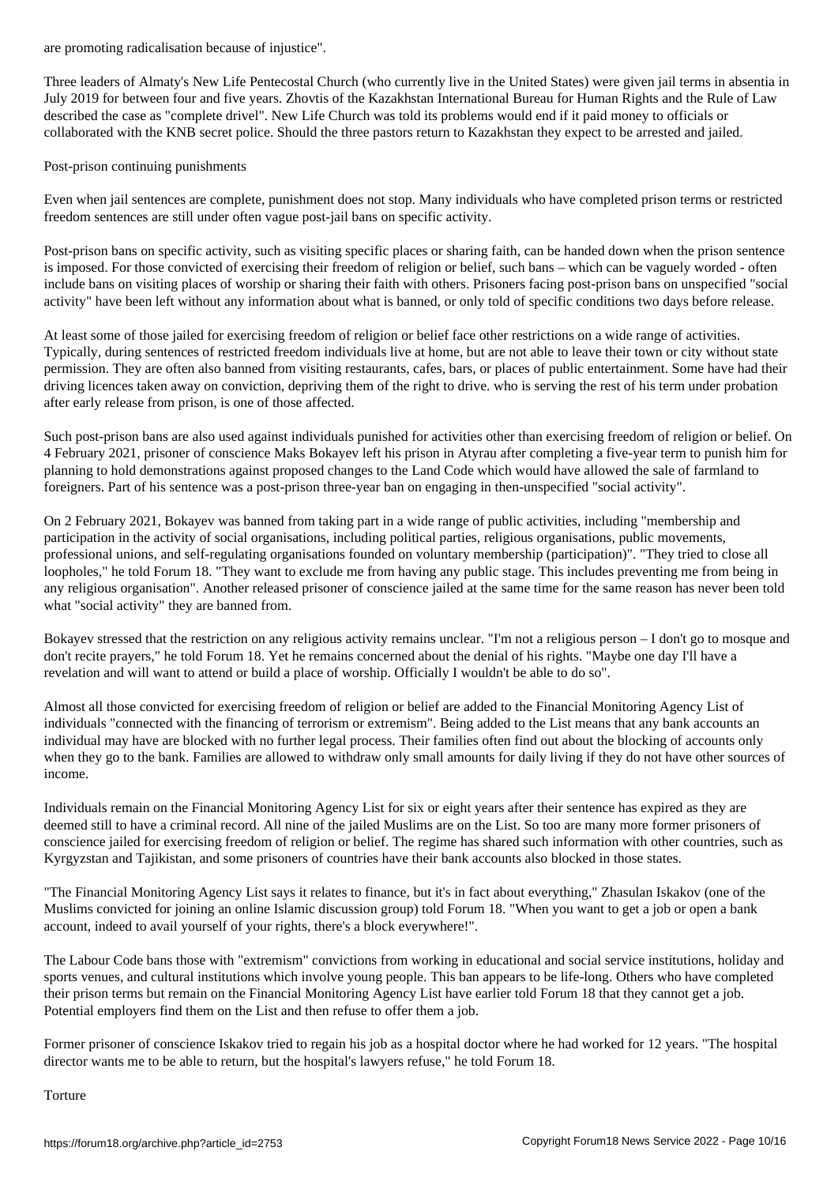are promoting radicalisation because of injustice".

Three leaders of Almaty's New Life Pentecostal Church (who currently live in the United States) were given jail terms in absentia in July 2019 for between four and five years. Zhovtis of the Kazakhstan International Bureau for Human Rights and the Rule of Law described the case as "complete drivel". New Life Church was told its problems would end if it paid money to officials or collaborated with the KNB secret police. Should the three pastors return to Kazakhstan they expect to be arrested and jailed.

## Post-prison continuing punishments

Even when jail sentences are complete, punishment does not stop. Many individuals who have completed prison terms or restricted freedom sentences are still under often vague post-jail bans on specific activity.

Post-prison bans on specific activity, such as visiting specific places or sharing faith, can be handed down when the prison sentence is imposed. For those convicted of exercising their freedom of religion or belief, such bans – which can be vaguely worded - often include bans on visiting places of worship or sharing their faith with others. Prisoners facing post-prison bans on unspecified "social activity" have been left without any information about what is banned, or only told of specific conditions two days before release.

At least some of those jailed for exercising freedom of religion or belief face other restrictions on a wide range of activities. Typically, during sentences of restricted freedom individuals live at home, but are not able to leave their town or city without state permission. They are often also banned from visiting restaurants, cafes, bars, or places of public entertainment. Some have had their driving licences taken away on conviction, depriving them of the right to drive. who is serving the rest of his term under probation after early release from prison, is one of those affected.

Such post-prison bans are also used against individuals punished for activities other than exercising freedom of religion or belief. On 4 February 2021, prisoner of conscience Maks Bokayev left his prison in Atyrau after completing a five-year term to punish him for planning to hold demonstrations against proposed changes to the Land Code which would have allowed the sale of farmland to foreigners. Part of his sentence was a post-prison three-year ban on engaging in then-unspecified "social activity".

On 2 February 2021, Bokayev was banned from taking part in a wide range of public activities, including "membership and participation in the activity of social organisations, including political parties, religious organisations, public movements, professional unions, and self-regulating organisations founded on voluntary membership (participation)". "They tried to close all loopholes," he told Forum 18. "They want to exclude me from having any public stage. This includes preventing me from being in any religious organisation". Another released prisoner of conscience jailed at the same time for the same reason has never been told what "social activity" they are banned from.

Bokayev stressed that the restriction on any religious activity remains unclear. "I'm not a religious person – I don't go to mosque and don't recite prayers," he told Forum 18. Yet he remains concerned about the denial of his rights. "Maybe one day I'll have a revelation and will want to attend or build a place of worship. Officially I wouldn't be able to do so".

Almost all those convicted for exercising freedom of religion or belief are added to the Financial Monitoring Agency List of individuals "connected with the financing of terrorism or extremism". Being added to the List means that any bank accounts an individual may have are blocked with no further legal process. Their families often find out about the blocking of accounts only when they go to the bank. Families are allowed to withdraw only small amounts for daily living if they do not have other sources of income.

Individuals remain on the Financial Monitoring Agency List for six or eight years after their sentence has expired as they are deemed still to have a criminal record. All nine of the jailed Muslims are on the List. So too are many more former prisoners of conscience jailed for exercising freedom of religion or belief. The regime has shared such information with other countries, such as Kyrgyzstan and Tajikistan, and some prisoners of countries have their bank accounts also blocked in those states.

"The Financial Monitoring Agency List says it relates to finance, but it's in fact about everything," Zhasulan Iskakov (one of the Muslims convicted for joining an online Islamic discussion group) told Forum 18. "When you want to get a job or open a bank account, indeed to avail yourself of your rights, there's a block everywhere!".

The Labour Code bans those with "extremism" convictions from working in educational and social service institutions, holiday and sports venues, and cultural institutions which involve young people. This ban appears to be life-long. Others who have completed their prison terms but remain on the Financial Monitoring Agency List have earlier told Forum 18 that they cannot get a job. Potential employers find them on the List and then refuse to offer them a job.

Former prisoner of conscience Iskakov tried to regain his job as a hospital doctor where he had worked for 12 years. "The hospital director wants me to be able to return, but the hospital's lawyers refuse," he told Forum 18.

## Torture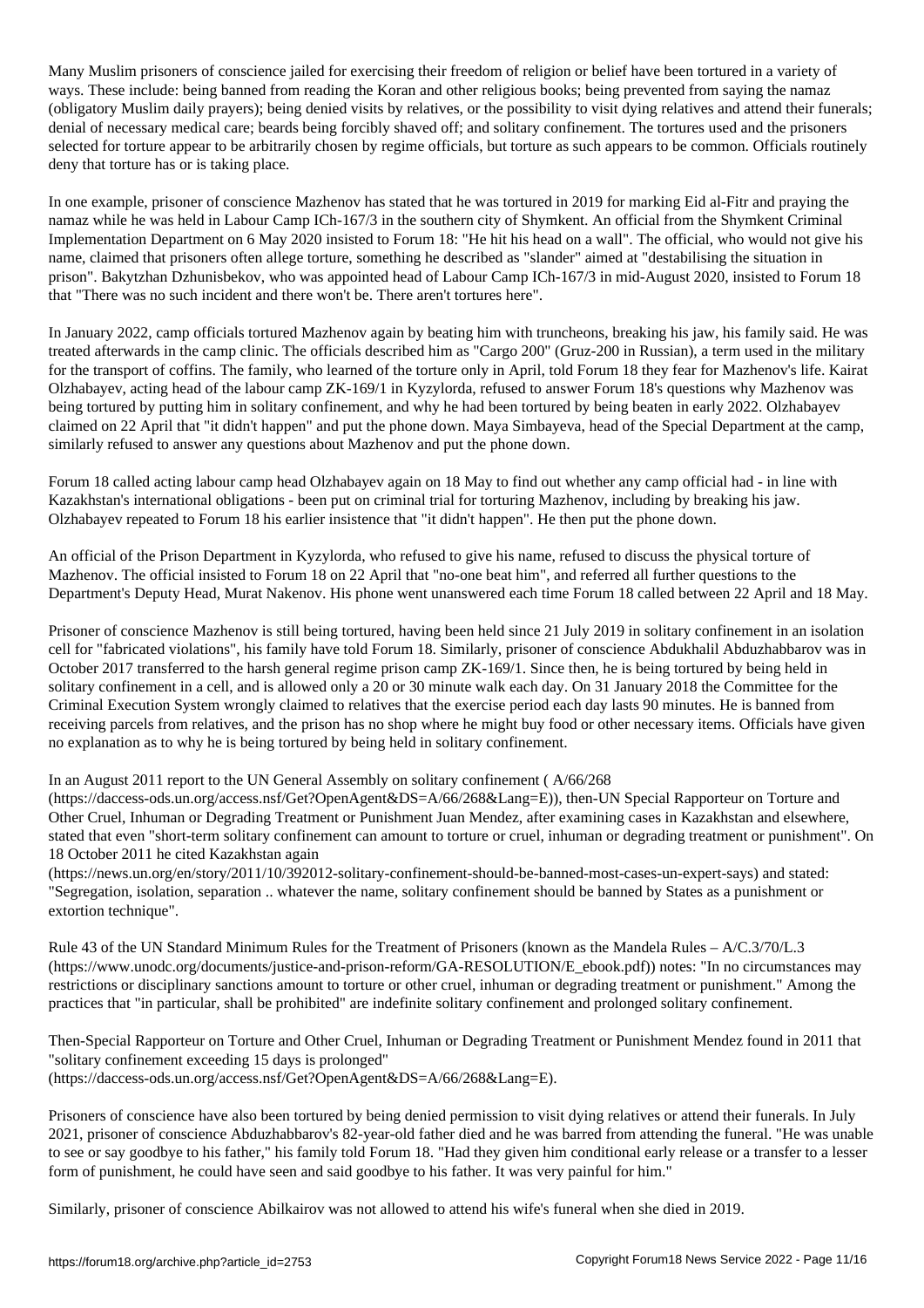Many Muslim prisoners of conscience jailed for exercising their freedom of religion or belief have been tortured in a variety of ways. These include: being banned from reading the Koran and other religious books; being prevented from saying the namaz (obligatory Muslim daily prayers); being denied visits by relatives, or the possibility to visit dying relatives and attend their funerals; denial of necessary medical care; beards being forcibly shaved off; and solitary confinement. The tortures used and the prisoners selected for torture appear to be arbitrarily chosen by regime officials, but torture as such appears to be common. Officials routinely deny that torture has or is taking place.

In one example, prisoner of conscience Mazhenov has stated that he was tortured in 2019 for marking Eid al-Fitr and praying the namaz while he was held in Labour Camp ICh-167/3 in the southern city of Shymkent. An official from the Shymkent Criminal Implementation Department on 6 May 2020 insisted to Forum 18: "He hit his head on a wall". The official, who would not give his name, claimed that prisoners often allege torture, something he described as "slander" aimed at "destabilising the situation in prison". Bakytzhan Dzhunisbekov, who was appointed head of Labour Camp ICh-167/3 in mid-August 2020, insisted to Forum 18 that "There was no such incident and there won't be. There aren't tortures here".

In January 2022, camp officials tortured Mazhenov again by beating him with truncheons, breaking his jaw, his family said. He was treated afterwards in the camp clinic. The officials described him as "Cargo 200" (Gruz-200 in Russian), a term used in the military for the transport of coffins. The family, who learned of the torture only in April, told Forum 18 they fear for Mazhenov's life. Kairat Olzhabayev, acting head of the labour camp ZK-169/1 in Kyzylorda, refused to answer Forum 18's questions why Mazhenov was being tortured by putting him in solitary confinement, and why he had been tortured by being beaten in early 2022. Olzhabayev claimed on 22 April that "it didn't happen" and put the phone down. Maya Simbayeva, head of the Special Department at the camp, similarly refused to answer any questions about Mazhenov and put the phone down.

Forum 18 called acting labour camp head Olzhabayev again on 18 May to find out whether any camp official had - in line with Kazakhstan's international obligations - been put on criminal trial for torturing Mazhenov, including by breaking his jaw. Olzhabayev repeated to Forum 18 his earlier insistence that "it didn't happen". He then put the phone down.

An official of the Prison Department in Kyzylorda, who refused to give his name, refused to discuss the physical torture of Mazhenov. The official insisted to Forum 18 on 22 April that "no-one beat him", and referred all further questions to the Department's Deputy Head, Murat Nakenov. His phone went unanswered each time Forum 18 called between 22 April and 18 May.

Prisoner of conscience Mazhenov is still being tortured, having been held since 21 July 2019 in solitary confinement in an isolation cell for "fabricated violations", his family have told Forum 18. Similarly, prisoner of conscience Abdukhalil Abduzhabbarov was in October 2017 transferred to the harsh general regime prison camp ZK-169/1. Since then, he is being tortured by being held in solitary confinement in a cell, and is allowed only a 20 or 30 minute walk each day. On 31 January 2018 the Committee for the Criminal Execution System wrongly claimed to relatives that the exercise period each day lasts 90 minutes. He is banned from receiving parcels from relatives, and the prison has no shop where he might buy food or other necessary items. Officials have given no explanation as to why he is being tortured by being held in solitary confinement.

In an August 2011 report to the UN General Assembly on solitary confinement ( A/66/268 (https://daccess-ods.un.org/access.nsf/Get?OpenAgent&DS=A/66/268&Lang=E)), then-UN Special Rapporteur on Torture and Other Cruel, Inhuman or Degrading Treatment or Punishment Juan Mendez, after examining cases in Kazakhstan and elsewhere, stated that even "short-term solitary confinement can amount to torture or cruel, inhuman or degrading treatment or punishment". On 18 October 2011 he cited Kazakhstan again (https://news.un.org/en/story/2011/10/392012-solitary-confinement-should-be-banned-most-cases-un-expert-says) and stated: "Segregation, isolation, separation .. whatever the name, solitary confinement should be banned by States as a punishment or extortion technique".

Rule 43 of the UN Standard Minimum Rules for the Treatment of Prisoners (known as the Mandela Rules – A/C.3/70/L.3 (https://www.unodc.org/documents/justice-and-prison-reform/GA-RESOLUTION/E_ebook.pdf)) notes: "In no circumstances may restrictions or disciplinary sanctions amount to torture or other cruel, inhuman or degrading treatment or punishment." Among the practices that "in particular, shall be prohibited" are indefinite solitary confinement and prolonged solitary confinement.

Then-Special Rapporteur on Torture and Other Cruel, Inhuman or Degrading Treatment or Punishment Mendez found in 2011 that "solitary confinement exceeding 15 days is prolonged" (https://daccess-ods.un.org/access.nsf/Get?OpenAgent&DS=A/66/268&Lang=E).

Prisoners of conscience have also been tortured by being denied permission to visit dying relatives or attend their funerals. In July 2021, prisoner of conscience Abduzhabbarov's 82-year-old father died and he was barred from attending the funeral. "He was unable to see or say goodbye to his father," his family told Forum 18. "Had they given him conditional early release or a transfer to a lesser form of punishment, he could have seen and said goodbye to his father. It was very painful for him."

Similarly, prisoner of conscience Abilkairov was not allowed to attend his wife's funeral when she died in 2019.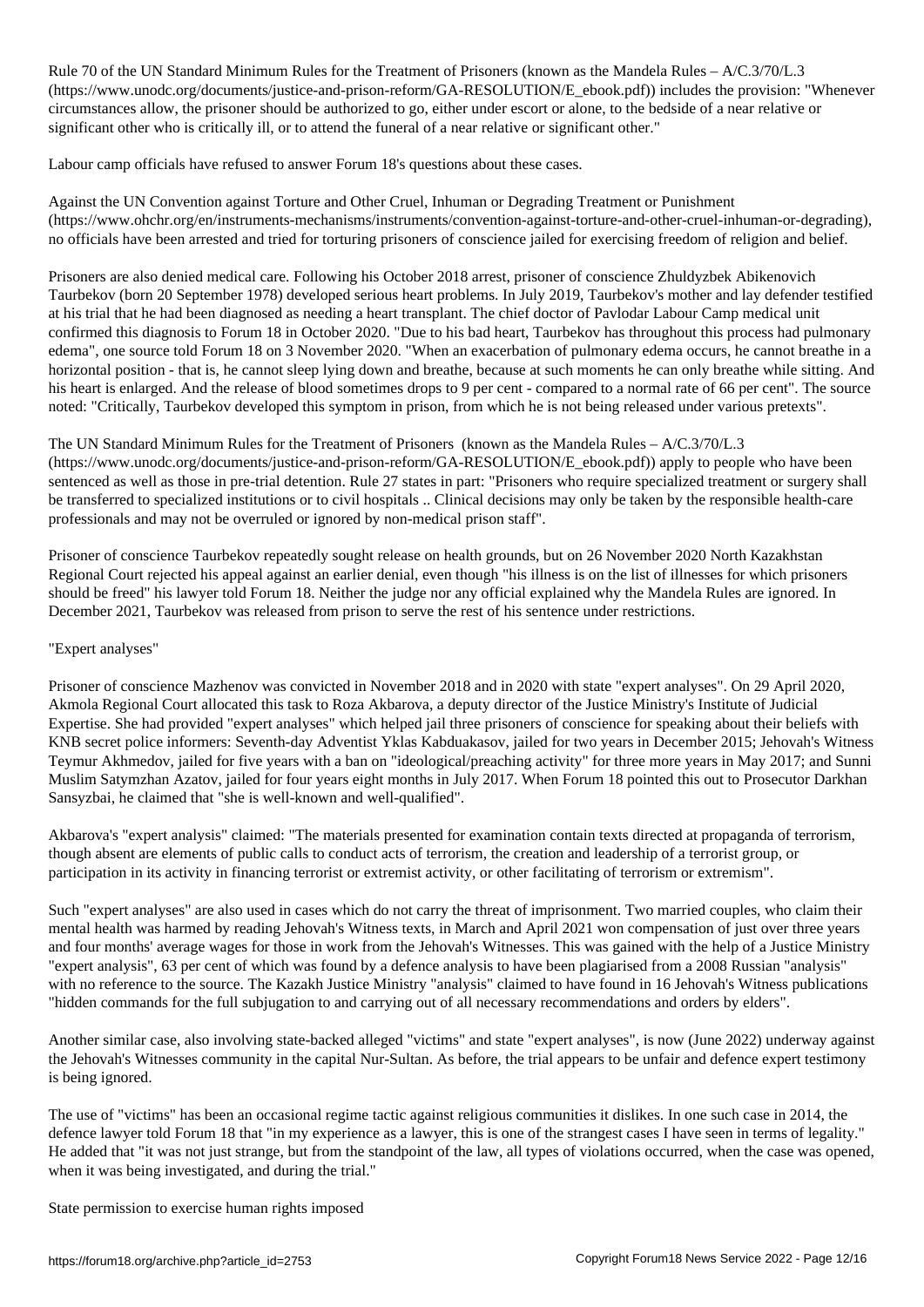Rule 70 of the UN Standard Minimum Rules for the Treatment of Prisoners (known as the Mandela Rules – A/C.3/70/L.3 (https://www.unodc.org/documents/justice-and-prison-reform/GA-RESOLUTION/E_ebook.pdf)) includes the provision: "Whenever circumstances allow, the prisoner should be authorized to go, either under escort or alone, to the bedside of a near relative or significant other who is critically ill, or to attend the funeral of a near relative or significant other."

Labour camp officials have refused to answer Forum 18's questions about these cases.

Against the UN Convention against Torture and Other Cruel, Inhuman or Degrading Treatment or Punishment (https://www.ohchr.org/en/instruments-mechanisms/instruments/convention-against-torture-and-other-cruel-inhuman-or-degrading), no officials have been arrested and tried for torturing prisoners of conscience jailed for exercising freedom of religion and belief.

Prisoners are also denied medical care. Following his October 2018 arrest, prisoner of conscience Zhuldyzbek Abikenovich Taurbekov (born 20 September 1978) developed serious heart problems. In July 2019, Taurbekov's mother and lay defender testified at his trial that he had been diagnosed as needing a heart transplant. The chief doctor of Pavlodar Labour Camp medical unit confirmed this diagnosis to Forum 18 in October 2020. "Due to his bad heart, Taurbekov has throughout this process had pulmonary edema", one source told Forum 18 on 3 November 2020. "When an exacerbation of pulmonary edema occurs, he cannot breathe in a horizontal position - that is, he cannot sleep lying down and breathe, because at such moments he can only breathe while sitting. And his heart is enlarged. And the release of blood sometimes drops to 9 per cent - compared to a normal rate of 66 per cent". The source noted: "Critically, Taurbekov developed this symptom in prison, from which he is not being released under various pretexts".

The UN Standard Minimum Rules for the Treatment of Prisoners (known as the Mandela Rules – A/C.3/70/L.3 (https://www.unodc.org/documents/justice-and-prison-reform/GA-RESOLUTION/E_ebook.pdf)) apply to people who have been sentenced as well as those in pre-trial detention. Rule 27 states in part: "Prisoners who require specialized treatment or surgery shall be transferred to specialized institutions or to civil hospitals .. Clinical decisions may only be taken by the responsible health-care professionals and may not be overruled or ignored by non-medical prison staff".

Prisoner of conscience Taurbekov repeatedly sought release on health grounds, but on 26 November 2020 North Kazakhstan Regional Court rejected his appeal against an earlier denial, even though "his illness is on the list of illnesses for which prisoners should be freed" his lawyer told Forum 18. Neither the judge nor any official explained why the Mandela Rules are ignored. In December 2021, Taurbekov was released from prison to serve the rest of his sentence under restrictions.

## "Expert analyses"

Prisoner of conscience Mazhenov was convicted in November 2018 and in 2020 with state "expert analyses". On 29 April 2020, Akmola Regional Court allocated this task to Roza Akbarova, a deputy director of the Justice Ministry's Institute of Judicial Expertise. She had provided "expert analyses" which helped jail three prisoners of conscience for speaking about their beliefs with KNB secret police informers: Seventh-day Adventist Yklas Kabduakasov, jailed for two years in December 2015; Jehovah's Witness Teymur Akhmedov, jailed for five years with a ban on "ideological/preaching activity" for three more years in May 2017; and Sunni Muslim Satymzhan Azatov, jailed for four years eight months in July 2017. When Forum 18 pointed this out to Prosecutor Darkhan Sansyzbai, he claimed that "she is well-known and well-qualified".

Akbarova's "expert analysis" claimed: "The materials presented for examination contain texts directed at propaganda of terrorism, though absent are elements of public calls to conduct acts of terrorism, the creation and leadership of a terrorist group, or participation in its activity in financing terrorist or extremist activity, or other facilitating of terrorism or extremism".

Such "expert analyses" are also used in cases which do not carry the threat of imprisonment. Two married couples, who claim their mental health was harmed by reading Jehovah's Witness texts, in March and April 2021 won compensation of just over three years and four months' average wages for those in work from the Jehovah's Witnesses. This was gained with the help of a Justice Ministry "expert analysis", 63 per cent of which was found by a defence analysis to have been plagiarised from a 2008 Russian "analysis" with no reference to the source. The Kazakh Justice Ministry "analysis" claimed to have found in 16 Jehovah's Witness publications "hidden commands for the full subjugation to and carrying out of all necessary recommendations and orders by elders".

Another similar case, also involving state-backed alleged "victims" and state "expert analyses", is now (June 2022) underway against the Jehovah's Witnesses community in the capital Nur-Sultan. As before, the trial appears to be unfair and defence expert testimony is being ignored.

The use of "victims" has been an occasional regime tactic against religious communities it dislikes. In one such case in 2014, the defence lawyer told Forum 18 that "in my experience as a lawyer, this is one of the strangest cases I have seen in terms of legality." He added that "it was not just strange, but from the standpoint of the law, all types of violations occurred, when the case was opened, when it was being investigated, and during the trial."

## State permission to exercise human rights imposed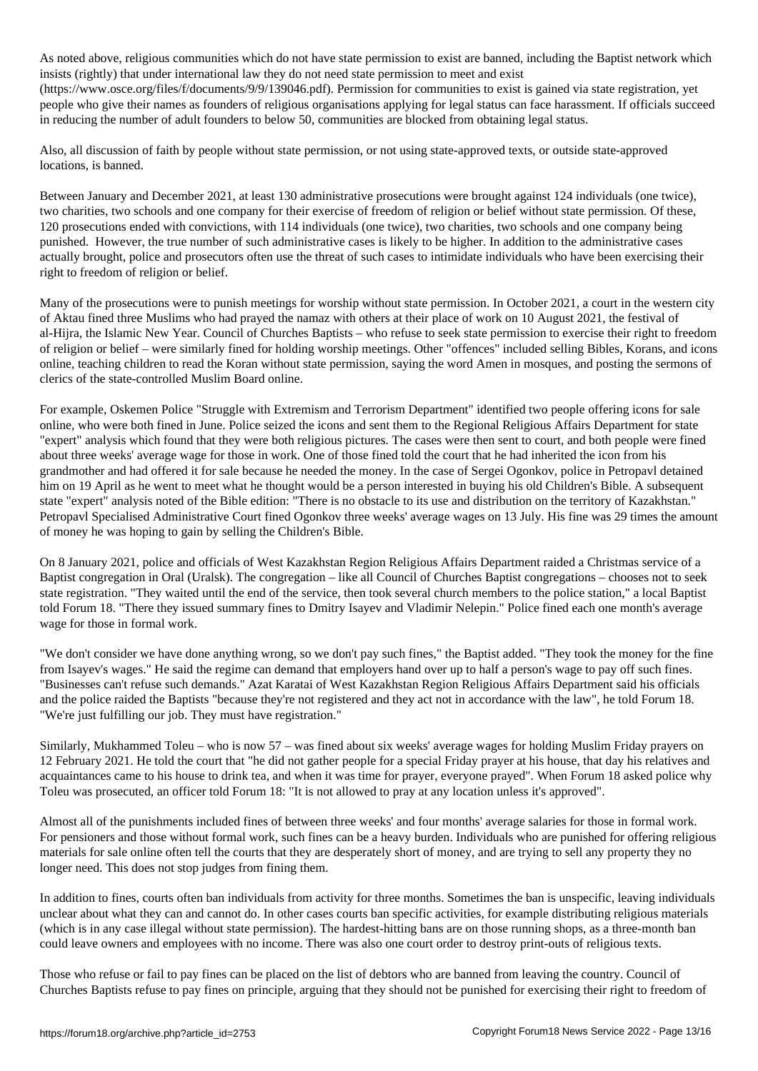As noted above, religious communities which do not have state permission to exist are banned, including the Baptist network which insists (rightly) that under international law they do not need state permission to meet and exist (https://www.osce.org/files/f/documents/9/9/139046.pdf). Permission for communities to exist is gained via state registration, yet people who give their names as founders of religious organisations applying for legal status can face harassment. If officials succeed in reducing the number of adult founders to below 50, communities are blocked from obtaining legal status.

Also, all discussion of faith by people without state permission, or not using state-approved texts, or outside state-approved locations, is banned.

Between January and December 2021, at least 130 administrative prosecutions were brought against 124 individuals (one twice), two charities, two schools and one company for their exercise of freedom of religion or belief without state permission. Of these, 120 prosecutions ended with convictions, with 114 individuals (one twice), two charities, two schools and one company being punished. However, the true number of such administrative cases is likely to be higher. In addition to the administrative cases actually brought, police and prosecutors often use the threat of such cases to intimidate individuals who have been exercising their right to freedom of religion or belief.

Many of the prosecutions were to punish meetings for worship without state permission. In October 2021, a court in the western city of Aktau fined three Muslims who had prayed the namaz with others at their place of work on 10 August 2021, the festival of al-Hijra, the Islamic New Year. Council of Churches Baptists – who refuse to seek state permission to exercise their right to freedom of religion or belief – were similarly fined for holding worship meetings. Other "offences" included selling Bibles, Korans, and icons online, teaching children to read the Koran without state permission, saying the word Amen in mosques, and posting the sermons of clerics of the state-controlled Muslim Board online.

For example, Oskemen Police "Struggle with Extremism and Terrorism Department" identified two people offering icons for sale online, who were both fined in June. Police seized the icons and sent them to the Regional Religious Affairs Department for state "expert" analysis which found that they were both religious pictures. The cases were then sent to court, and both people were fined about three weeks' average wage for those in work. One of those fined told the court that he had inherited the icon from his grandmother and had offered it for sale because he needed the money. In the case of Sergei Ogonkov, police in Petropavl detained him on 19 April as he went to meet what he thought would be a person interested in buying his old Children's Bible. A subsequent state "expert" analysis noted of the Bible edition: "There is no obstacle to its use and distribution on the territory of Kazakhstan." Petropavl Specialised Administrative Court fined Ogonkov three weeks' average wages on 13 July. His fine was 29 times the amount of money he was hoping to gain by selling the Children's Bible.

On 8 January 2021, police and officials of West Kazakhstan Region Religious Affairs Department raided a Christmas service of a Baptist congregation in Oral (Uralsk). The congregation – like all Council of Churches Baptist congregations – chooses not to seek state registration. "They waited until the end of the service, then took several church members to the police station," a local Baptist told Forum 18. "There they issued summary fines to Dmitry Isayev and Vladimir Nelepin." Police fined each one month's average wage for those in formal work.

"We don't consider we have done anything wrong, so we don't pay such fines," the Baptist added. "They took the money for the fine from Isayev's wages." He said the regime can demand that employers hand over up to half a person's wage to pay off such fines. "Businesses can't refuse such demands." Azat Karatai of West Kazakhstan Region Religious Affairs Department said his officials and the police raided the Baptists "because they're not registered and they act not in accordance with the law", he told Forum 18. "We're just fulfilling our job. They must have registration."

Similarly, Mukhammed Toleu – who is now 57 – was fined about six weeks' average wages for holding Muslim Friday prayers on 12 February 2021. He told the court that "he did not gather people for a special Friday prayer at his house, that day his relatives and acquaintances came to his house to drink tea, and when it was time for prayer, everyone prayed". When Forum 18 asked police why Toleu was prosecuted, an officer told Forum 18: "It is not allowed to pray at any location unless it's approved".

Almost all of the punishments included fines of between three weeks' and four months' average salaries for those in formal work. For pensioners and those without formal work, such fines can be a heavy burden. Individuals who are punished for offering religious materials for sale online often tell the courts that they are desperately short of money, and are trying to sell any property they no longer need. This does not stop judges from fining them.

In addition to fines, courts often ban individuals from activity for three months. Sometimes the ban is unspecific, leaving individuals unclear about what they can and cannot do. In other cases courts ban specific activities, for example distributing religious materials (which is in any case illegal without state permission). The hardest-hitting bans are on those running shops, as a three-month ban could leave owners and employees with no income. There was also one court order to destroy print-outs of religious texts.

Those who refuse or fail to pay fines can be placed on the list of debtors who are banned from leaving the country. Council of Churches Baptists refuse to pay fines on principle, arguing that they should not be punished for exercising their right to freedom of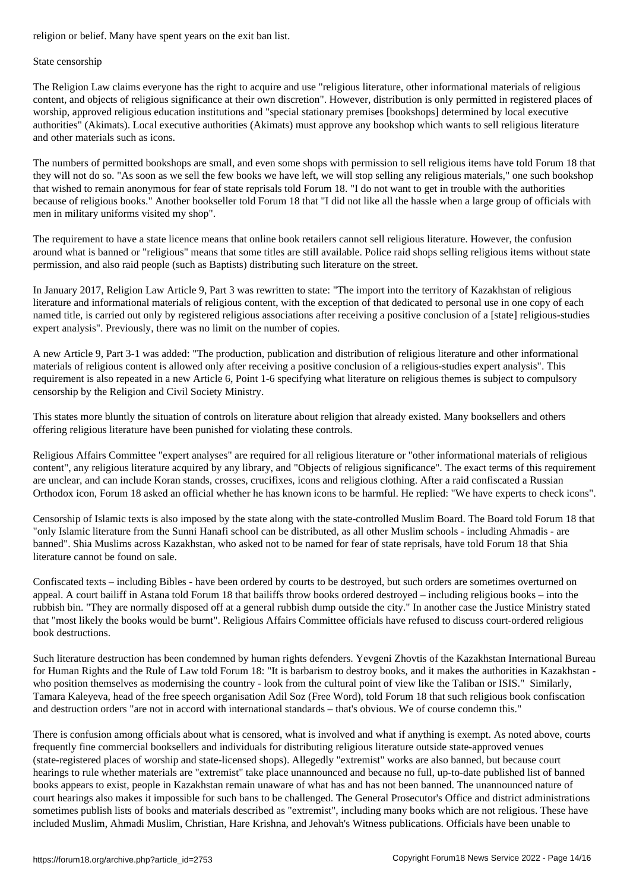religion or belief. Many have spent years on the exit ban list.

## State censorship

The Religion Law claims everyone has the right to acquire and use "religious literature, other informational materials of religious content, and objects of religious significance at their own discretion". However, distribution is only permitted in registered places of worship, approved religious education institutions and "special stationary premises [bookshops] determined by local executive authorities" (Akimats). Local executive authorities (Akimats) must approve any bookshop which wants to sell religious literature and other materials such as icons.

The numbers of permitted bookshops are small, and even some shops with permission to sell religious items have told Forum 18 that they will not do so. "As soon as we sell the few books we have left, we will stop selling any religious materials," one such bookshop that wished to remain anonymous for fear of state reprisals told Forum 18. "I do not want to get in trouble with the authorities because of religious books." Another bookseller told Forum 18 that "I did not like all the hassle when a large group of officials with men in military uniforms visited my shop".

The requirement to have a state licence means that online book retailers cannot sell religious literature. However, the confusion around what is banned or "religious" means that some titles are still available. Police raid shops selling religious items without state permission, and also raid people (such as Baptists) distributing such literature on the street.

In January 2017, Religion Law Article 9, Part 3 was rewritten to state: "The import into the territory of Kazakhstan of religious literature and informational materials of religious content, with the exception of that dedicated to personal use in one copy of each named title, is carried out only by registered religious associations after receiving a positive conclusion of a [state] religious-studies expert analysis". Previously, there was no limit on the number of copies.

A new Article 9, Part 3-1 was added: "The production, publication and distribution of religious literature and other informational materials of religious content is allowed only after receiving a positive conclusion of a religious-studies expert analysis". This requirement is also repeated in a new Article 6, Point 1-6 specifying what literature on religious themes is subject to compulsory censorship by the Religion and Civil Society Ministry.

This states more bluntly the situation of controls on literature about religion that already existed. Many booksellers and others offering religious literature have been punished for violating these controls.

Religious Affairs Committee "expert analyses" are required for all religious literature or "other informational materials of religious content", any religious literature acquired by any library, and "Objects of religious significance". The exact terms of this requirement are unclear, and can include Koran stands, crosses, crucifixes, icons and religious clothing. After a raid confiscated a Russian Orthodox icon, Forum 18 asked an official whether he has known icons to be harmful. He replied: "We have experts to check icons".

Censorship of Islamic texts is also imposed by the state along with the state-controlled Muslim Board. The Board told Forum 18 that "only Islamic literature from the Sunni Hanafi school can be distributed, as all other Muslim schools - including Ahmadis - are banned". Shia Muslims across Kazakhstan, who asked not to be named for fear of state reprisals, have told Forum 18 that Shia literature cannot be found on sale.

Confiscated texts – including Bibles - have been ordered by courts to be destroyed, but such orders are sometimes overturned on appeal. A court bailiff in Astana told Forum 18 that bailiffs throw books ordered destroyed – including religious books – into the rubbish bin. "They are normally disposed off at a general rubbish dump outside the city." In another case the Justice Ministry stated that "most likely the books would be burnt". Religious Affairs Committee officials have refused to discuss court-ordered religious book destructions.

Such literature destruction has been condemned by human rights defenders. Yevgeni Zhovtis of the Kazakhstan International Bureau for Human Rights and the Rule of Law told Forum 18: "It is barbarism to destroy books, and it makes the authorities in Kazakhstan - who position themselves as modernising the country - look from the cultural point of view like the Taliban or ISIS." Similarly, Tamara Kaleyeva, head of the free speech organisation Adil Soz (Free Word), told Forum 18 that such religious book confiscation and destruction orders "are not in accord with international standards – that's obvious. We of course condemn this."

There is confusion among officials about what is censored, what is involved and what if anything is exempt. As noted above, courts frequently fine commercial booksellers and individuals for distributing religious literature outside state-approved venues (state-registered places of worship and state-licensed shops). Allegedly "extremist" works are also banned, but because court hearings to rule whether materials are "extremist" take place unannounced and because no full, up-to-date published list of banned books appears to exist, people in Kazakhstan remain unaware of what has and has not been banned. The unannounced nature of court hearings also makes it impossible for such bans to be challenged. The General Prosecutor's Office and district administrations sometimes publish lists of books and materials described as "extremist", including many books which are not religious. These have included Muslim, Ahmadi Muslim, Christian, Hare Krishna, and Jehovah's Witness publications. Officials have been unable to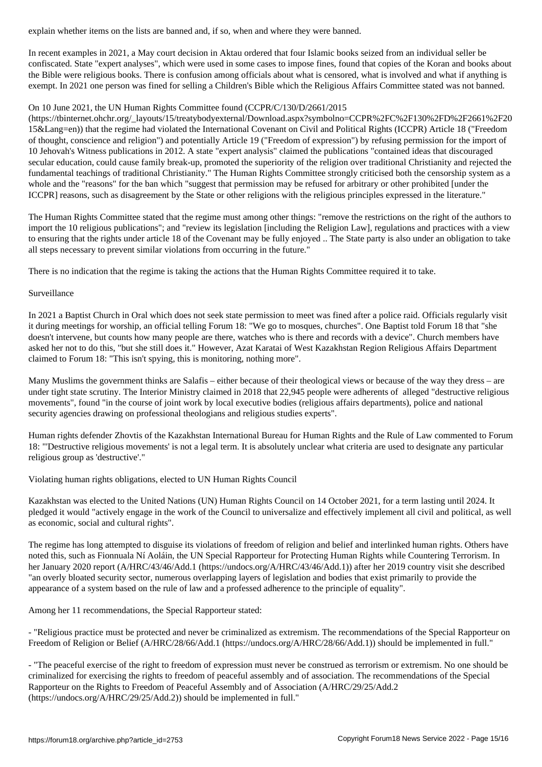explain whether items on the lists are banned and, if so, when and where they were banned.

In recent examples in 2021, a May court decision in Aktau ordered that four Islamic books seized from an individual seller be confiscated. State "expert analyses", which were used in some cases to impose fines, found that copies of the Koran and books about the Bible were religious books. There is confusion among officials about what is censored, what is involved and what if anything is exempt. In 2021 one person was fined for selling a Children's Bible which the Religious Affairs Committee stated was not banned.

On 10 June 2021, the UN Human Rights Committee found (CCPR/C/130/D/2661/2015 (https://tbinternet.ohchr.org/_layouts/15/treatybodyexternal/Download.aspx?symbolno=CCPR%2FC%2F130%2FD%2F2661%2F2015&Lang=en)) that the regime had violated the International Covenant on Civil and Political Rights (ICCPR) Article 18 ("Freedom of thought, conscience and religion") and potentially Article 19 ("Freedom of expression") by refusing permission for the import of 10 Jehovah's Witness publications in 2012. A state "expert analysis" claimed the publications "contained ideas that discouraged secular education, could cause family break-up, promoted the superiority of the religion over traditional Christianity and rejected the fundamental teachings of traditional Christianity." The Human Rights Committee strongly criticised both the censorship system as a whole and the "reasons" for the ban which "suggest that permission may be refused for arbitrary or other prohibited [under the ICCPR] reasons, such as disagreement by the State or other religions with the religious principles expressed in the literature."

The Human Rights Committee stated that the regime must among other things: "remove the restrictions on the right of the authors to import the 10 religious publications"; and "review its legislation [including the Religion Law], regulations and practices with a view to ensuring that the rights under article 18 of the Covenant may be fully enjoyed .. The State party is also under an obligation to take all steps necessary to prevent similar violations from occurring in the future."

There is no indication that the regime is taking the actions that the Human Rights Committee required it to take.

Surveillance

In 2021 a Baptist Church in Oral which does not seek state permission to meet was fined after a police raid. Officials regularly visit it during meetings for worship, an official telling Forum 18: "We go to mosques, churches". One Baptist told Forum 18 that "she doesn't intervene, but counts how many people are there, watches who is there and records with a device". Church members have asked her not to do this, "but she still does it." However, Azat Karatai of West Kazakhstan Region Religious Affairs Department claimed to Forum 18: "This isn't spying, this is monitoring, nothing more".

Many Muslims the government thinks are Salafis – either because of their theological views or because of the way they dress – are under tight state scrutiny. The Interior Ministry claimed in 2018 that 22,945 people were adherents of alleged "destructive religious movements", found "in the course of joint work by local executive bodies (religious affairs departments), police and national security agencies drawing on professional theologians and religious studies experts".

Human rights defender Zhovtis of the Kazakhstan International Bureau for Human Rights and the Rule of Law commented to Forum 18: "'Destructive religious movements' is not a legal term. It is absolutely unclear what criteria are used to designate any particular religious group as 'destructive'."

Violating human rights obligations, elected to UN Human Rights Council

Kazakhstan was elected to the United Nations (UN) Human Rights Council on 14 October 2021, for a term lasting until 2024. It pledged it would "actively engage in the work of the Council to universalize and effectively implement all civil and political, as well as economic, social and cultural rights".

The regime has long attempted to disguise its violations of freedom of religion and belief and interlinked human rights. Others have noted this, such as Fionnuala Ní Aoláin, the UN Special Rapporteur for Protecting Human Rights while Countering Terrorism. In her January 2020 report (A/HRC/43/46/Add.1 (https://undocs.org/A/HRC/43/46/Add.1)) after her 2019 country visit she described "an overly bloated security sector, numerous overlapping layers of legislation and bodies that exist primarily to provide the appearance of a system based on the rule of law and a professed adherence to the principle of equality".

Among her 11 recommendations, the Special Rapporteur stated:

- "Religious practice must be protected and never be criminalized as extremism. The recommendations of the Special Rapporteur on Freedom of Religion or Belief (A/HRC/28/66/Add.1 (https://undocs.org/A/HRC/28/66/Add.1)) should be implemented in full."

- "The peaceful exercise of the right to freedom of expression must never be construed as terrorism or extremism. No one should be criminalized for exercising the rights to freedom of peaceful assembly and of association. The recommendations of the Special Rapporteur on the Rights to Freedom of Peaceful Assembly and of Association (A/HRC/29/25/Add.2 (https://undocs.org/A/HRC/29/25/Add.2)) should be implemented in full."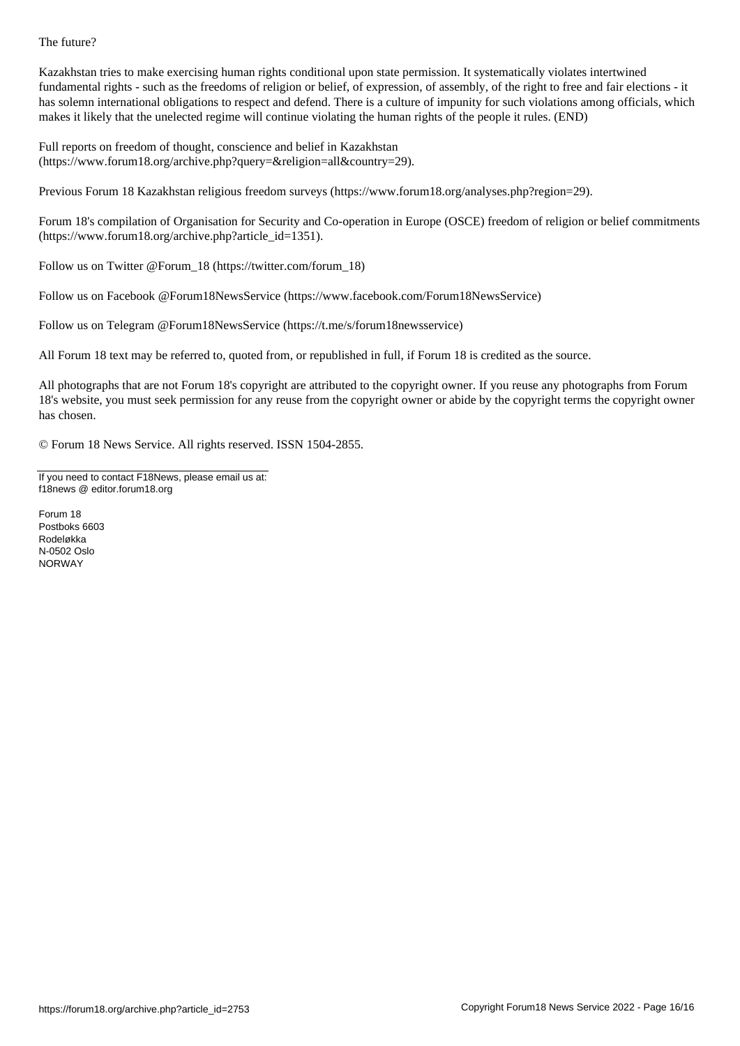The future?

Kazakhstan tries to make exercising human rights conditional upon state permission. It systematically violates intertwined fundamental rights - such as the freedoms of religion or belief, of expression, of assembly, of the right to free and fair elections - it has solemn international obligations to respect and defend. There is a culture of impunity for such violations among officials, which makes it likely that the unelected regime will continue violating the human rights of the people it rules. (END)

Full reports on freedom of thought, conscience and belief in Kazakhstan (https://www.forum18.org/archive.php?query=&religion=all&country=29).

Previous Forum 18 Kazakhstan religious freedom surveys (https://www.forum18.org/analyses.php?region=29).

Forum 18's compilation of Organisation for Security and Co-operation in Europe (OSCE) freedom of religion or belief commitments (https://www.forum18.org/archive.php?article_id=1351).

Follow us on Twitter @Forum_18 (https://twitter.com/forum_18)

Follow us on Facebook @Forum18NewsService (https://www.facebook.com/Forum18NewsService)

Follow us on Telegram @Forum18NewsService (https://t.me/s/forum18newsservice)

All Forum 18 text may be referred to, quoted from, or republished in full, if Forum 18 is credited as the source.

All photographs that are not Forum 18's copyright are attributed to the copyright owner. If you reuse any photographs from Forum 18's website, you must seek permission for any reuse from the copyright owner or abide by the copyright terms the copyright owner has chosen.

© Forum 18 News Service. All rights reserved. ISSN 1504-2855.

---

If you need to contact F18News, please email us at:
f18news @ editor.forum18.org

Forum 18
Postboks 6603
Rodeløkka
N-0502 Oslo
NORWAY